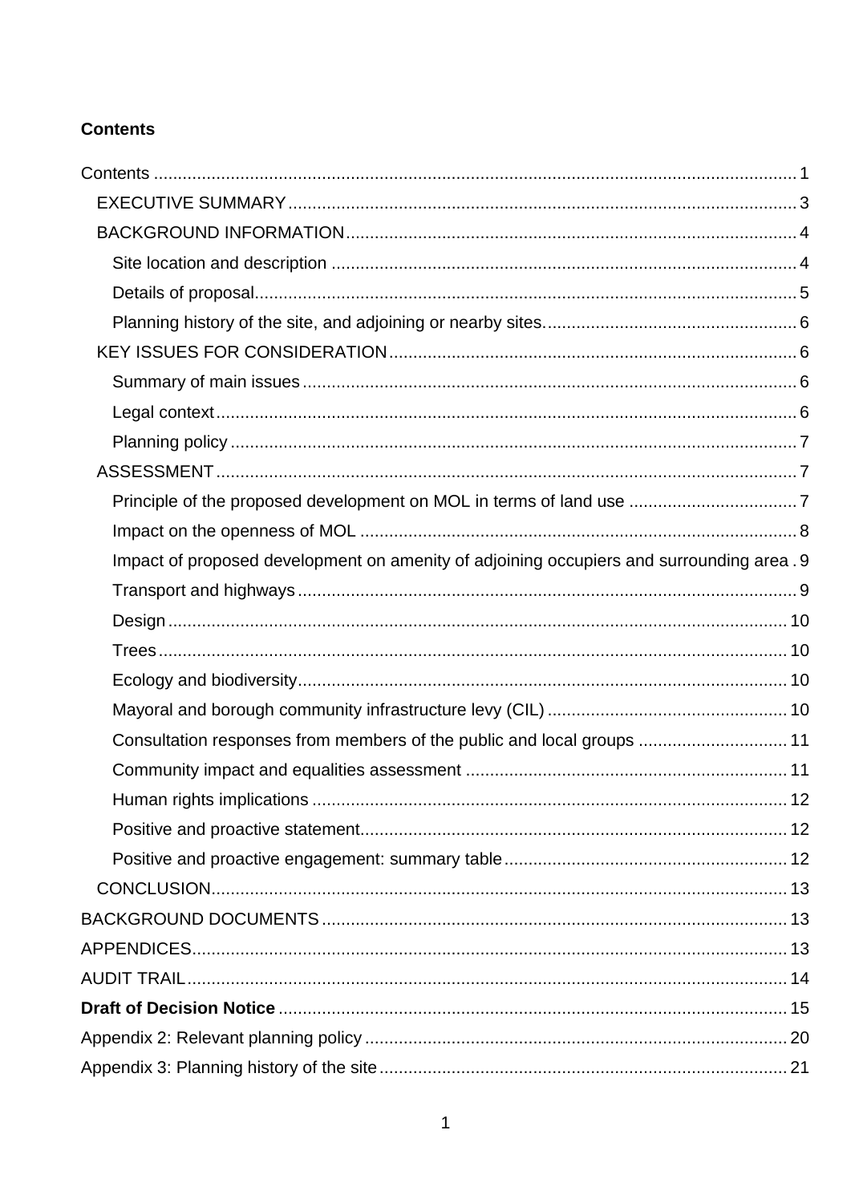**Contents**

- Contents ... 1
  - EXECUTIVE SUMMARY ... 3
  - BACKGROUND INFORMATION ... 4
    - Site location and description ... 4
    - Details of proposal ... 5
    - Planning history of the site, and adjoining or nearby sites. ... 6
  - KEY ISSUES FOR CONSIDERATION ... 6
    - Summary of main issues ... 6
    - Legal context ... 6
    - Planning policy ... 7
  - ASSESSMENT ... 7
    - Principle of the proposed development on MOL in terms of land use ... 7
    - Impact on the openness of MOL ... 8
    - Impact of proposed development on amenity of adjoining occupiers and surrounding area ... 9
    - Transport and highways ... 9
    - Design ... 10
    - Trees ... 10
    - Ecology and biodiversity ... 10
    - Mayoral and borough community infrastructure levy (CIL) ... 10
    - Consultation responses from members of the public and local groups ... 11
    - Community impact and equalities assessment ... 11
    - Human rights implications ... 12
    - Positive and proactive statement ... 12
    - Positive and proactive engagement: summary table ... 12
  - CONCLUSION ... 13
- BACKGROUND DOCUMENTS ... 13
- APPENDICES ... 13
- AUDIT TRAIL ... 14
- **Draft of Decision Notice** ... 15
- Appendix 2: Relevant planning policy ... 20
- Appendix 3: Planning history of the site ... 21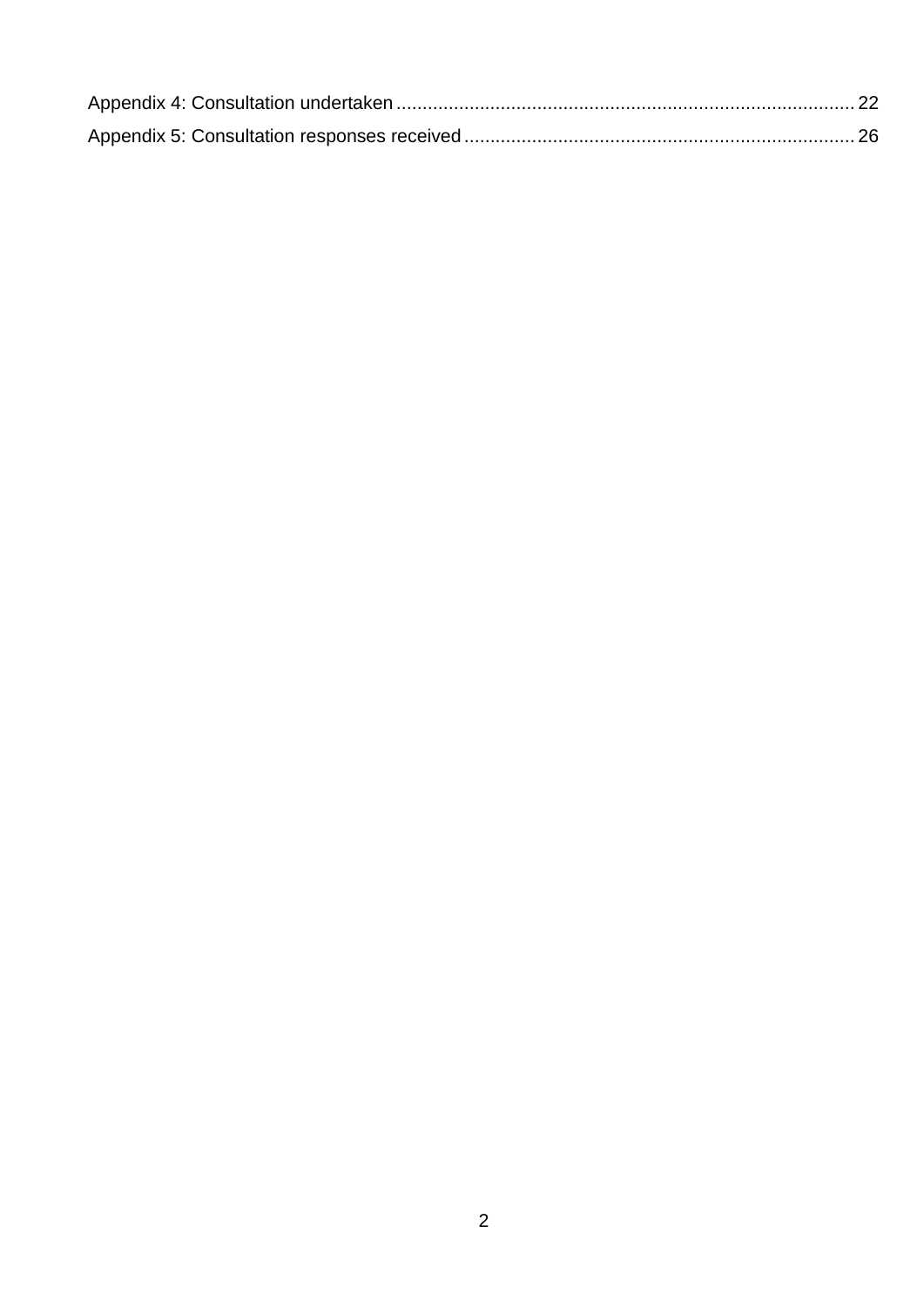Appendix 4: Consultation undertaken ........................................................................................ 22

Appendix 5: Consultation responses received .......................................................................... 26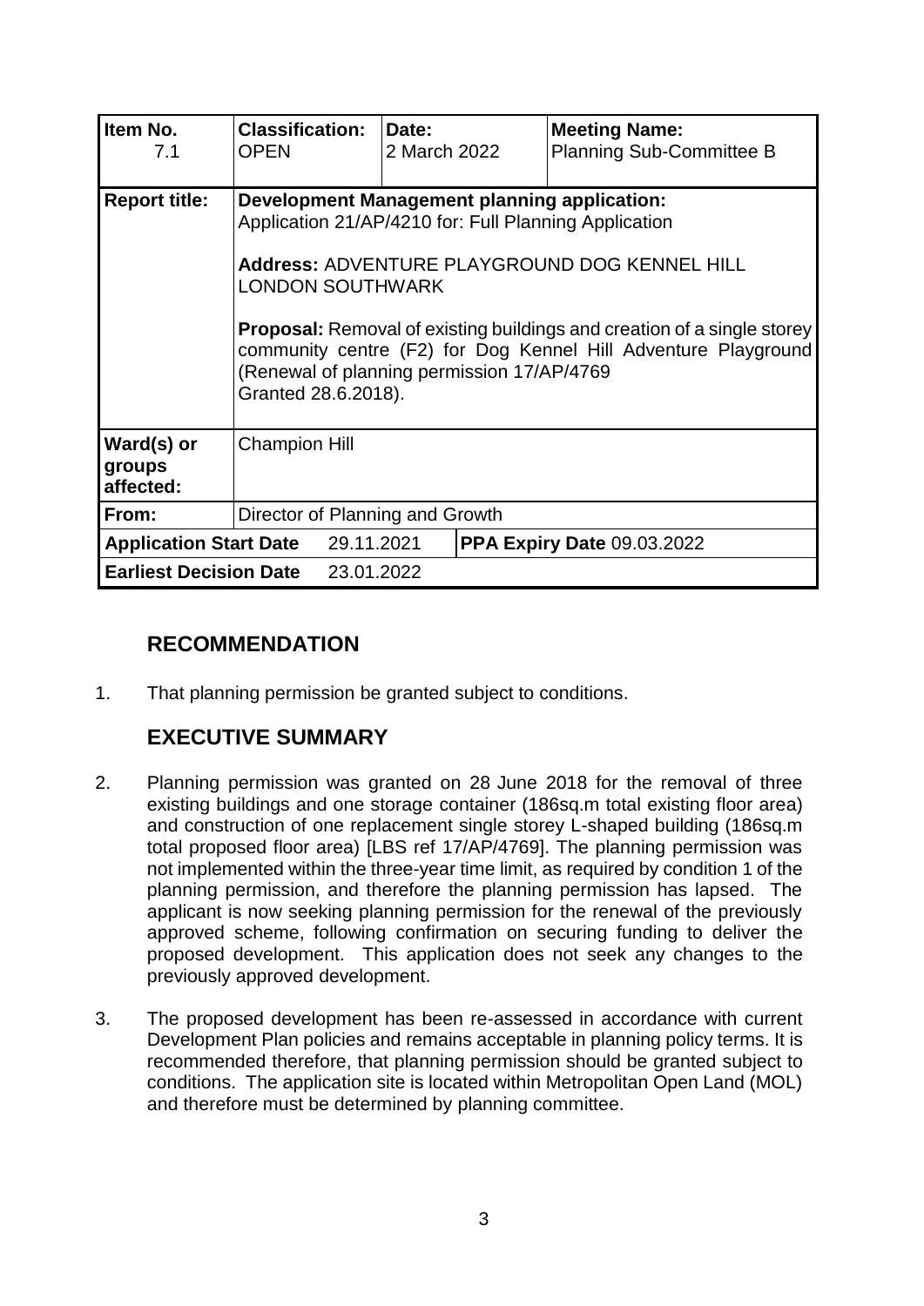| Item No. 7.1 | Classification: OPEN | Date: 2 March 2022 | Meeting Name: Planning Sub-Committee B |
|---|---|---|---|
| **Report title:** | **Development Management planning application:** Application 21/AP/4210 for: Full Planning Application<br><br>**Address:** ADVENTURE PLAYGROUND DOG KENNEL HILL LONDON SOUTHWARK<br><br>**Proposal:** Removal of existing buildings and creation of a single storey community centre (F2) for Dog Kennel Hill Adventure Playground (Renewal of planning permission 17/AP/4769 Granted 28.6.2018). | | |
| **Ward(s) or groups affected:** | Champion Hill | | |
| **From:** | Director of Planning and Growth | | |
| **Application Start Date** | 29.11.2021 | **PPA Expiry Date** 09.03.2022 | |
| **Earliest Decision Date** | 23.01.2022 | | |

## RECOMMENDATION

1. That planning permission be granted subject to conditions.

## EXECUTIVE SUMMARY

2. Planning permission was granted on 28 June 2018 for the removal of three existing buildings and one storage container (186sq.m total existing floor area) and construction of one replacement single storey L-shaped building (186sq.m total proposed floor area) [LBS ref 17/AP/4769]. The planning permission was not implemented within the three-year time limit, as required by condition 1 of the planning permission, and therefore the planning permission has lapsed. The applicant is now seeking planning permission for the renewal of the previously approved scheme, following confirmation on securing funding to deliver the proposed development. This application does not seek any changes to the previously approved development.

3. The proposed development has been re-assessed in accordance with current Development Plan policies and remains acceptable in planning policy terms. It is recommended therefore, that planning permission should be granted subject to conditions. The application site is located within Metropolitan Open Land (MOL) and therefore must be determined by planning committee.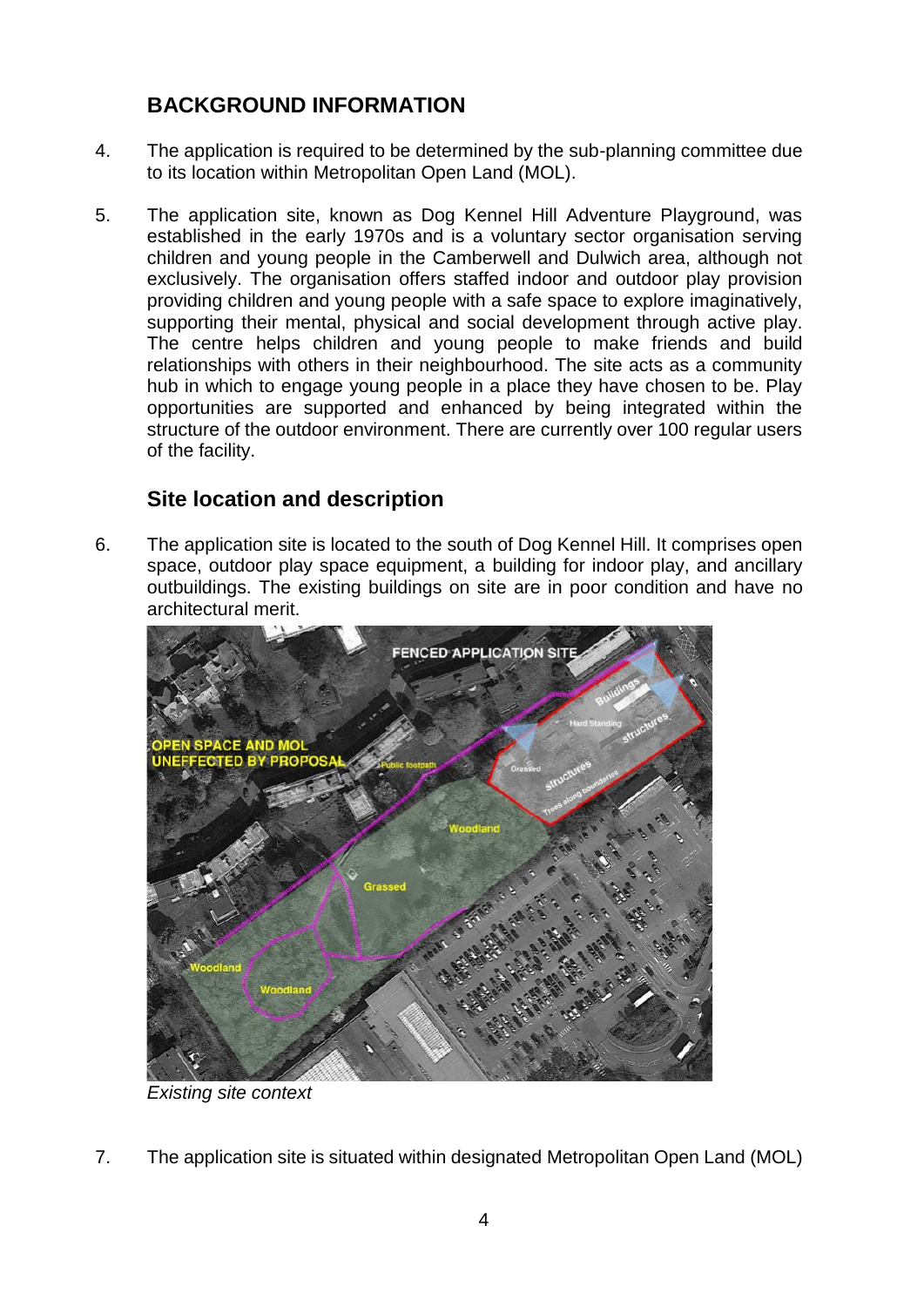## BACKGROUND INFORMATION

4. The application is required to be determined by the sub-planning committee due to its location within Metropolitan Open Land (MOL).

5. The application site, known as Dog Kennel Hill Adventure Playground, was established in the early 1970s and is a voluntary sector organisation serving children and young people in the Camberwell and Dulwich area, although not exclusively. The organisation offers staffed indoor and outdoor play provision providing children and young people with a safe space to explore imaginatively, supporting their mental, physical and social development through active play. The centre helps children and young people to make friends and build relationships with others in their neighbourhood. The site acts as a community hub in which to engage young people in a place they have chosen to be. Play opportunities are supported and enhanced by being integrated within the structure of the outdoor environment. There are currently over 100 regular users of the facility.

## Site location and description

6. The application site is located to the south of Dog Kennel Hill. It comprises open space, outdoor play space equipment, a building for indoor play, and ancillary outbuildings. The existing buildings on site are in poor condition and have no architectural merit.

*Existing site context*

7. The application site is situated within designated Metropolitan Open Land (MOL)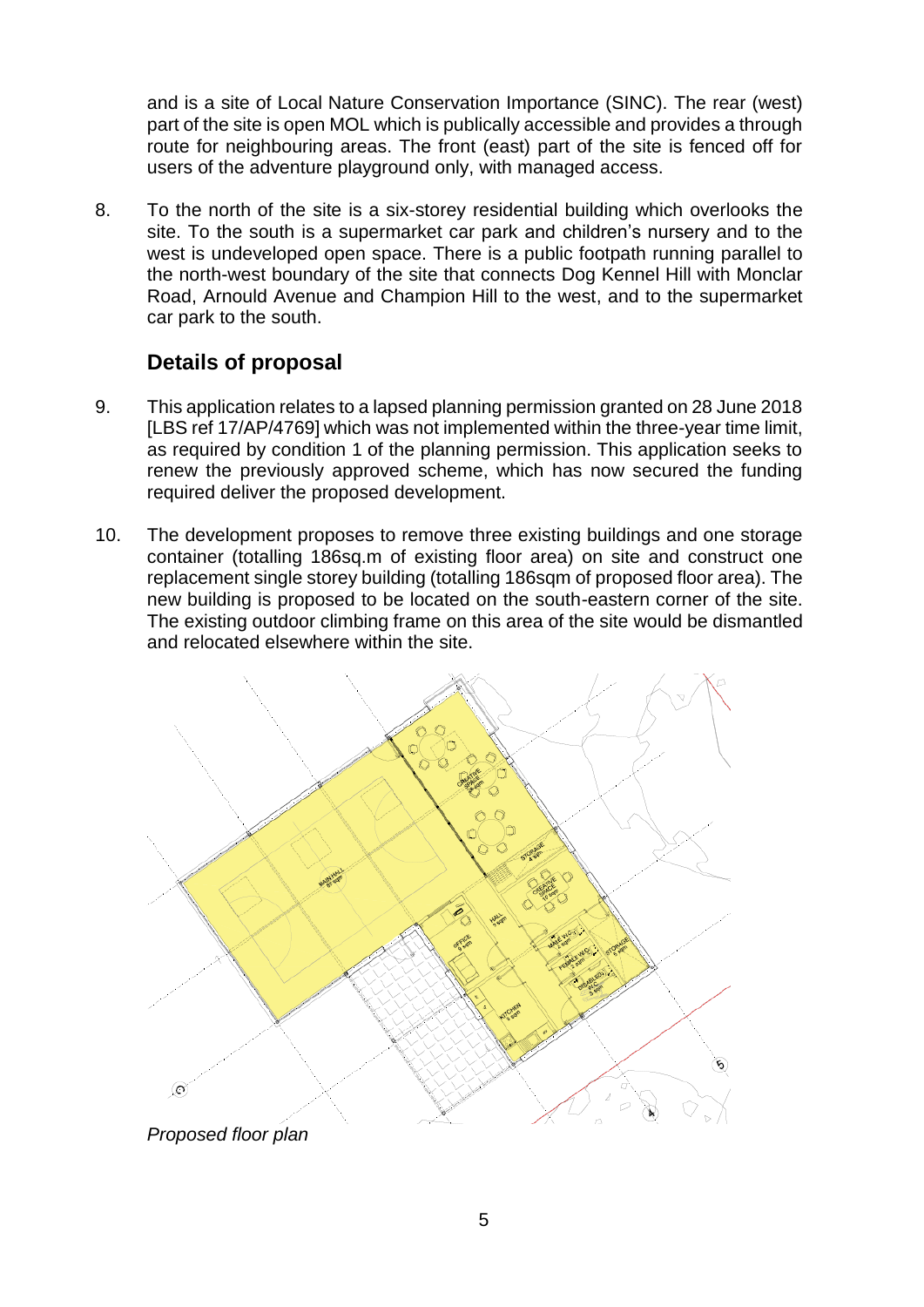and is a site of Local Nature Conservation Importance (SINC). The rear (west) part of the site is open MOL which is publically accessible and provides a through route for neighbouring areas. The front (east) part of the site is fenced off for users of the adventure playground only, with managed access.

8. To the north of the site is a six-storey residential building which overlooks the site. To the south is a supermarket car park and children's nursery and to the west is undeveloped open space. There is a public footpath running parallel to the north-west boundary of the site that connects Dog Kennel Hill with Monclar Road, Arnould Avenue and Champion Hill to the west, and to the supermarket car park to the south.

## Details of proposal

9. This application relates to a lapsed planning permission granted on 28 June 2018 [LBS ref 17/AP/4769] which was not implemented within the three-year time limit, as required by condition 1 of the planning permission. This application seeks to renew the previously approved scheme, which has now secured the funding required deliver the proposed development.

10. The development proposes to remove three existing buildings and one storage container (totalling 186sq.m of existing floor area) on site and construct one replacement single storey building (totalling 186sqm of proposed floor area). The new building is proposed to be located on the south-eastern corner of the site. The existing outdoor climbing frame on this area of the site would be dismantled and relocated elsewhere within the site.

*Proposed floor plan*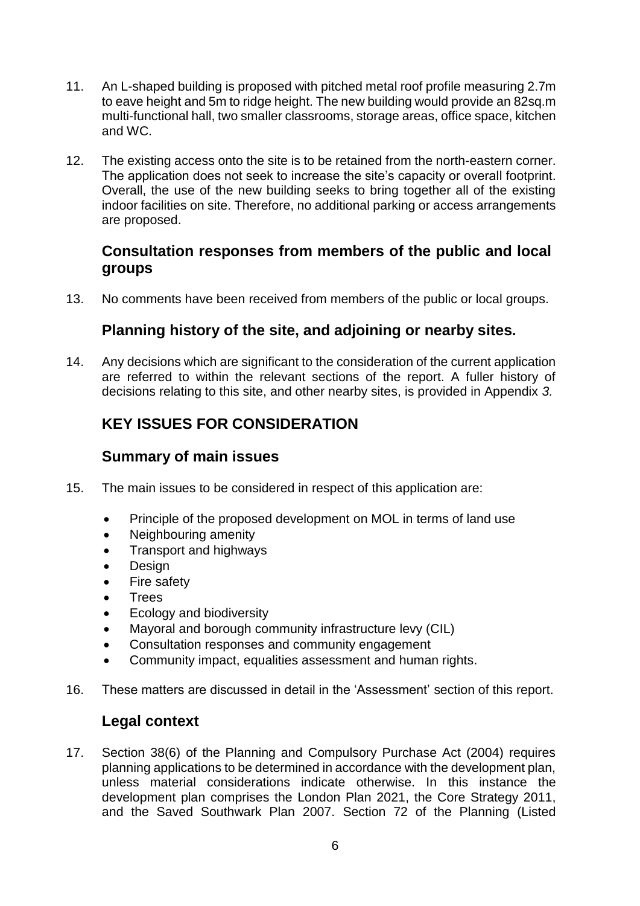11. An L-shaped building is proposed with pitched metal roof profile measuring 2.7m to eave height and 5m to ridge height. The new building would provide an 82sq.m multi-functional hall, two smaller classrooms, storage areas, office space, kitchen and WC.

12. The existing access onto the site is to be retained from the north-eastern corner. The application does not seek to increase the site's capacity or overall footprint. Overall, the use of the new building seeks to bring together all of the existing indoor facilities on site. Therefore, no additional parking or access arrangements are proposed.

## Consultation responses from members of the public and local groups

13. No comments have been received from members of the public or local groups.

## Planning history of the site, and adjoining or nearby sites.

14. Any decisions which are significant to the consideration of the current application are referred to within the relevant sections of the report. A fuller history of decisions relating to this site, and other nearby sites, is provided in Appendix *3.*

# KEY ISSUES FOR CONSIDERATION

## Summary of main issues

15. The main issues to be considered in respect of this application are:

    - Principle of the proposed development on MOL in terms of land use
    - Neighbouring amenity
    - Transport and highways
    - Design
    - Fire safety
    - Trees
    - Ecology and biodiversity
    - Mayoral and borough community infrastructure levy (CIL)
    - Consultation responses and community engagement
    - Community impact, equalities assessment and human rights.

16. These matters are discussed in detail in the 'Assessment' section of this report.

## Legal context

17. Section 38(6) of the Planning and Compulsory Purchase Act (2004) requires planning applications to be determined in accordance with the development plan, unless material considerations indicate otherwise. In this instance the development plan comprises the London Plan 2021, the Core Strategy 2011, and the Saved Southwark Plan 2007. Section 72 of the Planning (Listed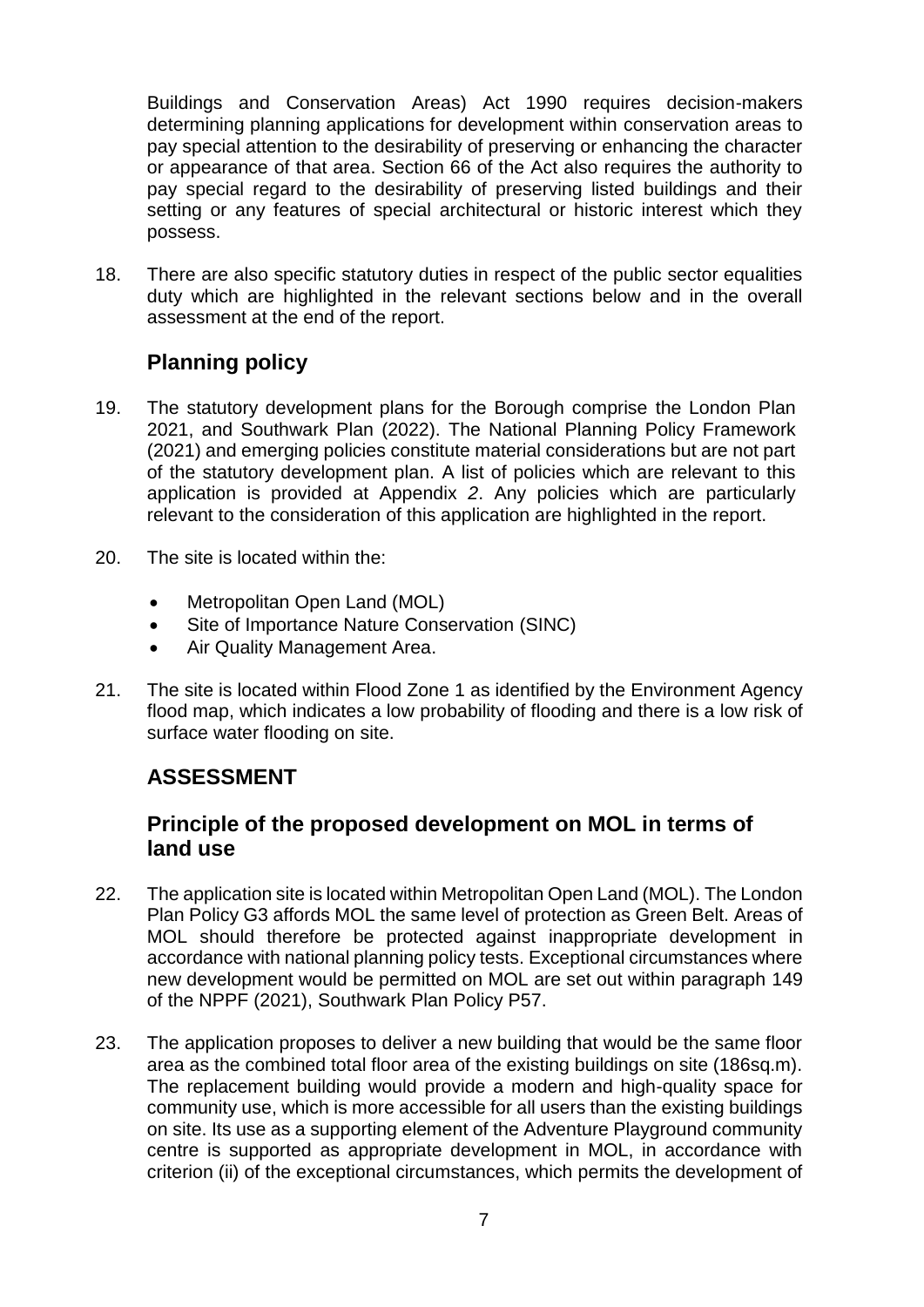Buildings and Conservation Areas) Act 1990 requires decision-makers determining planning applications for development within conservation areas to pay special attention to the desirability of preserving or enhancing the character or appearance of that area. Section 66 of the Act also requires the authority to pay special regard to the desirability of preserving listed buildings and their setting or any features of special architectural or historic interest which they possess.

18. There are also specific statutory duties in respect of the public sector equalities duty which are highlighted in the relevant sections below and in the overall assessment at the end of the report.

## Planning policy

19. The statutory development plans for the Borough comprise the London Plan 2021, and Southwark Plan (2022). The National Planning Policy Framework (2021) and emerging policies constitute material considerations but are not part of the statutory development plan. A list of policies which are relevant to this application is provided at Appendix *2*. Any policies which are particularly relevant to the consideration of this application are highlighted in the report.

20. The site is located within the:

    - Metropolitan Open Land (MOL)
    - Site of Importance Nature Conservation (SINC)
    - Air Quality Management Area.

21. The site is located within Flood Zone 1 as identified by the Environment Agency flood map, which indicates a low probability of flooding and there is a low risk of surface water flooding on site.

## ASSESSMENT

## Principle of the proposed development on MOL in terms of land use

22. The application site is located within Metropolitan Open Land (MOL). The London Plan Policy G3 affords MOL the same level of protection as Green Belt. Areas of MOL should therefore be protected against inappropriate development in accordance with national planning policy tests. Exceptional circumstances where new development would be permitted on MOL are set out within paragraph 149 of the NPPF (2021), Southwark Plan Policy P57.

23. The application proposes to deliver a new building that would be the same floor area as the combined total floor area of the existing buildings on site (186sq.m). The replacement building would provide a modern and high-quality space for community use, which is more accessible for all users than the existing buildings on site. Its use as a supporting element of the Adventure Playground community centre is supported as appropriate development in MOL, in accordance with criterion (ii) of the exceptional circumstances, which permits the development of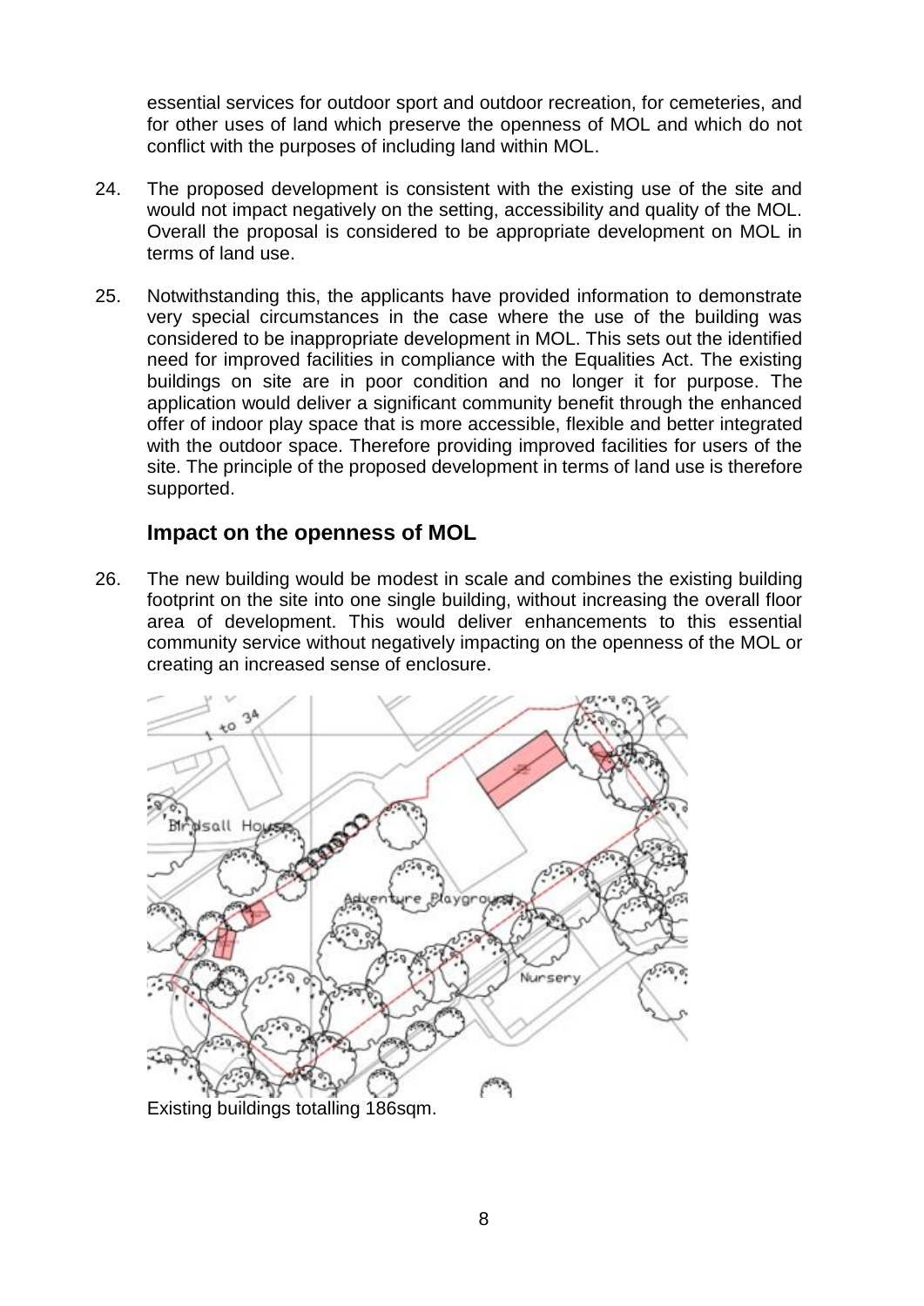essential services for outdoor sport and outdoor recreation, for cemeteries, and for other uses of land which preserve the openness of MOL and which do not conflict with the purposes of including land within MOL.

24. The proposed development is consistent with the existing use of the site and would not impact negatively on the setting, accessibility and quality of the MOL. Overall the proposal is considered to be appropriate development on MOL in terms of land use.

25. Notwithstanding this, the applicants have provided information to demonstrate very special circumstances in the case where the use of the building was considered to be inappropriate development in MOL. This sets out the identified need for improved facilities in compliance with the Equalities Act. The existing buildings on site are in poor condition and no longer it for purpose. The application would deliver a significant community benefit through the enhanced offer of indoor play space that is more accessible, flexible and better integrated with the outdoor space. Therefore providing improved facilities for users of the site. The principle of the proposed development in terms of land use is therefore supported.

### Impact on the openness of MOL

26. The new building would be modest in scale and combines the existing building footprint on the site into one single building, without increasing the overall floor area of development. This would deliver enhancements to this essential community service without negatively impacting on the openness of the MOL or creating an increased sense of enclosure.

Existing buildings totalling 186sqm.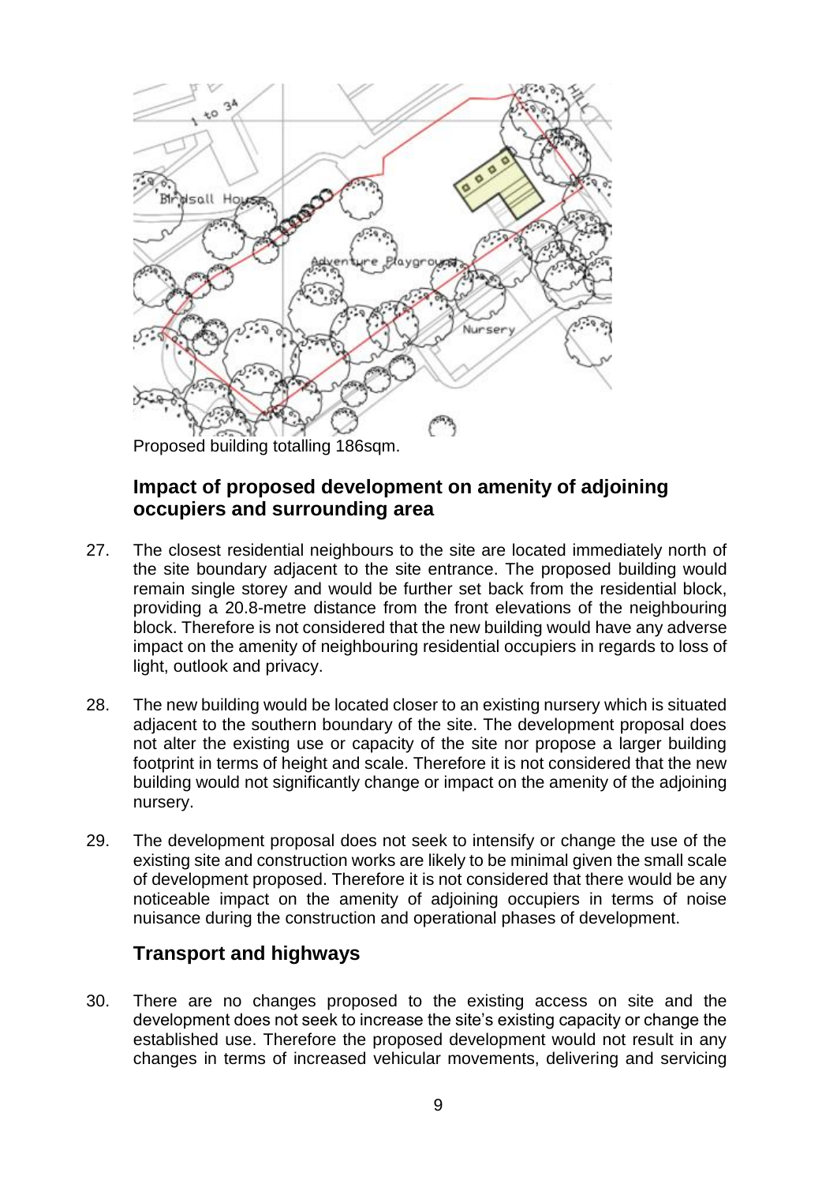Proposed building totalling 186sqm.

## Impact of proposed development on amenity of adjoining occupiers and surrounding area

27. The closest residential neighbours to the site are located immediately north of the site boundary adjacent to the site entrance. The proposed building would remain single storey and would be further set back from the residential block, providing a 20.8-metre distance from the front elevations of the neighbouring block. Therefore is not considered that the new building would have any adverse impact on the amenity of neighbouring residential occupiers in regards to loss of light, outlook and privacy.

28. The new building would be located closer to an existing nursery which is situated adjacent to the southern boundary of the site. The development proposal does not alter the existing use or capacity of the site nor propose a larger building footprint in terms of height and scale. Therefore it is not considered that the new building would not significantly change or impact on the amenity of the adjoining nursery.

29. The development proposal does not seek to intensify or change the use of the existing site and construction works are likely to be minimal given the small scale of development proposed. Therefore it is not considered that there would be any noticeable impact on the amenity of adjoining occupiers in terms of noise nuisance during the construction and operational phases of development.

## Transport and highways

30. There are no changes proposed to the existing access on site and the development does not seek to increase the site's existing capacity or change the established use. Therefore the proposed development would not result in any changes in terms of increased vehicular movements, delivering and servicing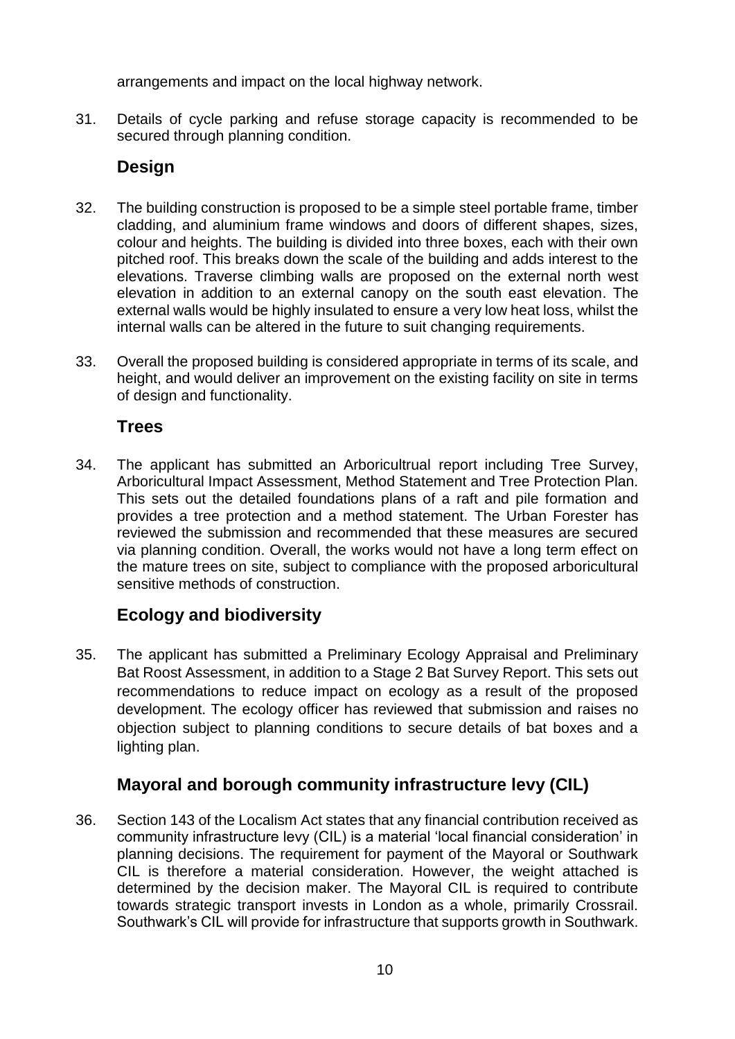arrangements and impact on the local highway network.

31. Details of cycle parking and refuse storage capacity is recommended to be secured through planning condition.

## Design

32. The building construction is proposed to be a simple steel portable frame, timber cladding, and aluminium frame windows and doors of different shapes, sizes, colour and heights. The building is divided into three boxes, each with their own pitched roof. This breaks down the scale of the building and adds interest to the elevations. Traverse climbing walls are proposed on the external north west elevation in addition to an external canopy on the south east elevation. The external walls would be highly insulated to ensure a very low heat loss, whilst the internal walls can be altered in the future to suit changing requirements.

33. Overall the proposed building is considered appropriate in terms of its scale, and height, and would deliver an improvement on the existing facility on site in terms of design and functionality.

## Trees

34. The applicant has submitted an Arboricultrual report including Tree Survey, Arboricultural Impact Assessment, Method Statement and Tree Protection Plan. This sets out the detailed foundations plans of a raft and pile formation and provides a tree protection and a method statement. The Urban Forester has reviewed the submission and recommended that these measures are secured via planning condition. Overall, the works would not have a long term effect on the mature trees on site, subject to compliance with the proposed arboricultural sensitive methods of construction.

## Ecology and biodiversity

35. The applicant has submitted a Preliminary Ecology Appraisal and Preliminary Bat Roost Assessment, in addition to a Stage 2 Bat Survey Report. This sets out recommendations to reduce impact on ecology as a result of the proposed development. The ecology officer has reviewed that submission and raises no objection subject to planning conditions to secure details of bat boxes and a lighting plan.

## Mayoral and borough community infrastructure levy (CIL)

36. Section 143 of the Localism Act states that any financial contribution received as community infrastructure levy (CIL) is a material 'local financial consideration' in planning decisions. The requirement for payment of the Mayoral or Southwark CIL is therefore a material consideration. However, the weight attached is determined by the decision maker. The Mayoral CIL is required to contribute towards strategic transport invests in London as a whole, primarily Crossrail. Southwark's CIL will provide for infrastructure that supports growth in Southwark.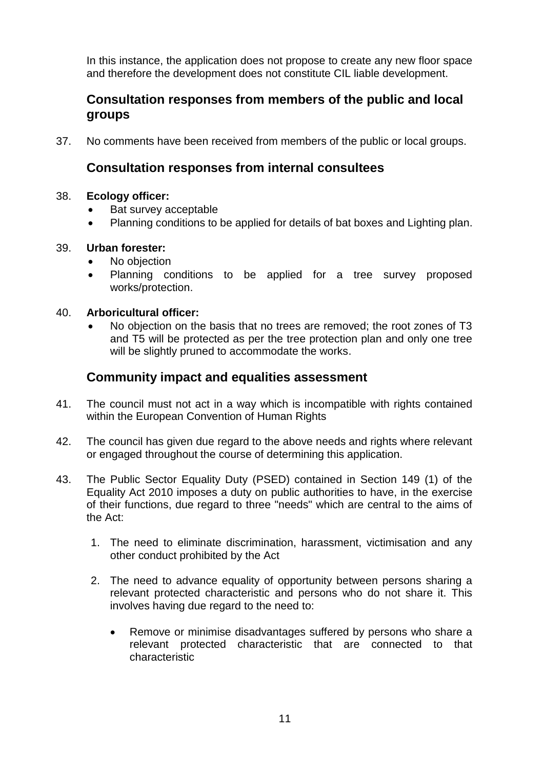In this instance, the application does not propose to create any new floor space and therefore the development does not constitute CIL liable development.

## Consultation responses from members of the public and local groups

37. No comments have been received from members of the public or local groups.

## Consultation responses from internal consultees

38. **Ecology officer:**
    - Bat survey acceptable
    - Planning conditions to be applied for details of bat boxes and Lighting plan.

39. **Urban forester:**
    - No objection
    - Planning conditions to be applied for a tree survey proposed works/protection.

40. **Arboricultural officer:**
    - No objection on the basis that no trees are removed; the root zones of T3 and T5 will be protected as per the tree protection plan and only one tree will be slightly pruned to accommodate the works.

## Community impact and equalities assessment

41. The council must not act in a way which is incompatible with rights contained within the European Convention of Human Rights

42. The council has given due regard to the above needs and rights where relevant or engaged throughout the course of determining this application.

43. The Public Sector Equality Duty (PSED) contained in Section 149 (1) of the Equality Act 2010 imposes a duty on public authorities to have, in the exercise of their functions, due regard to three "needs" which are central to the aims of the Act:

    1. The need to eliminate discrimination, harassment, victimisation and any other conduct prohibited by the Act

    2. The need to advance equality of opportunity between persons sharing a relevant protected characteristic and persons who do not share it. This involves having due regard to the need to:

        - Remove or minimise disadvantages suffered by persons who share a relevant protected characteristic that are connected to that characteristic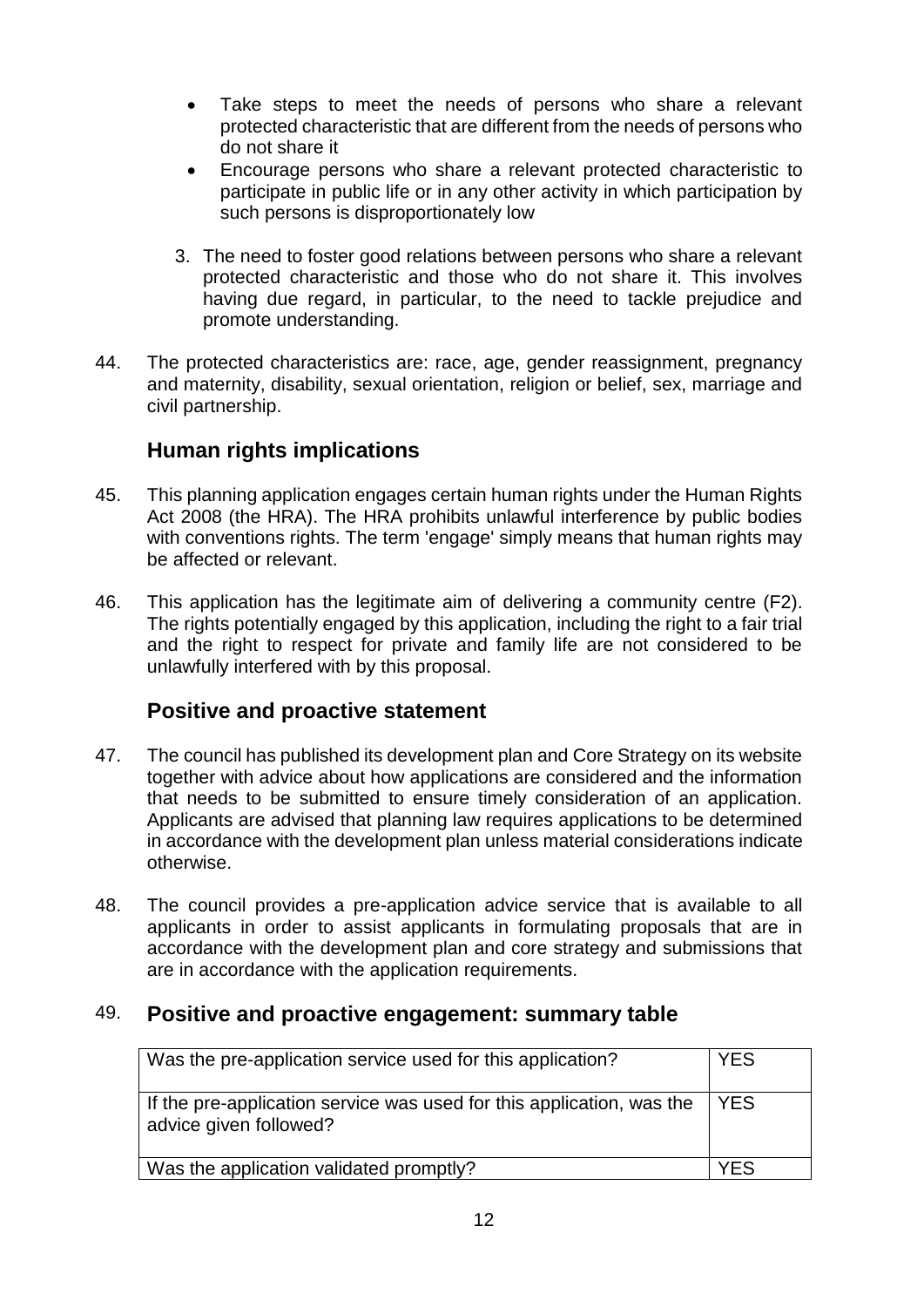- Take steps to meet the needs of persons who share a relevant protected characteristic that are different from the needs of persons who do not share it
- Encourage persons who share a relevant protected characteristic to participate in public life or in any other activity in which participation by such persons is disproportionately low

3. The need to foster good relations between persons who share a relevant protected characteristic and those who do not share it. This involves having due regard, in particular, to the need to tackle prejudice and promote understanding.

44. The protected characteristics are: race, age, gender reassignment, pregnancy and maternity, disability, sexual orientation, religion or belief, sex, marriage and civil partnership.

## Human rights implications

45. This planning application engages certain human rights under the Human Rights Act 2008 (the HRA). The HRA prohibits unlawful interference by public bodies with conventions rights. The term 'engage' simply means that human rights may be affected or relevant.

46. This application has the legitimate aim of delivering a community centre (F2). The rights potentially engaged by this application, including the right to a fair trial and the right to respect for private and family life are not considered to be unlawfully interfered with by this proposal.

## Positive and proactive statement

47. The council has published its development plan and Core Strategy on its website together with advice about how applications are considered and the information that needs to be submitted to ensure timely consideration of an application. Applicants are advised that planning law requires applications to be determined in accordance with the development plan unless material considerations indicate otherwise.

48. The council provides a pre-application advice service that is available to all applicants in order to assist applicants in formulating proposals that are in accordance with the development plan and core strategy and submissions that are in accordance with the application requirements.

## 49. Positive and proactive engagement: summary table

| | |
|---|---|
| Was the pre-application service used for this application? | YES |
| If the pre-application service was used for this application, was the advice given followed? | YES |
| Was the application validated promptly? | YES |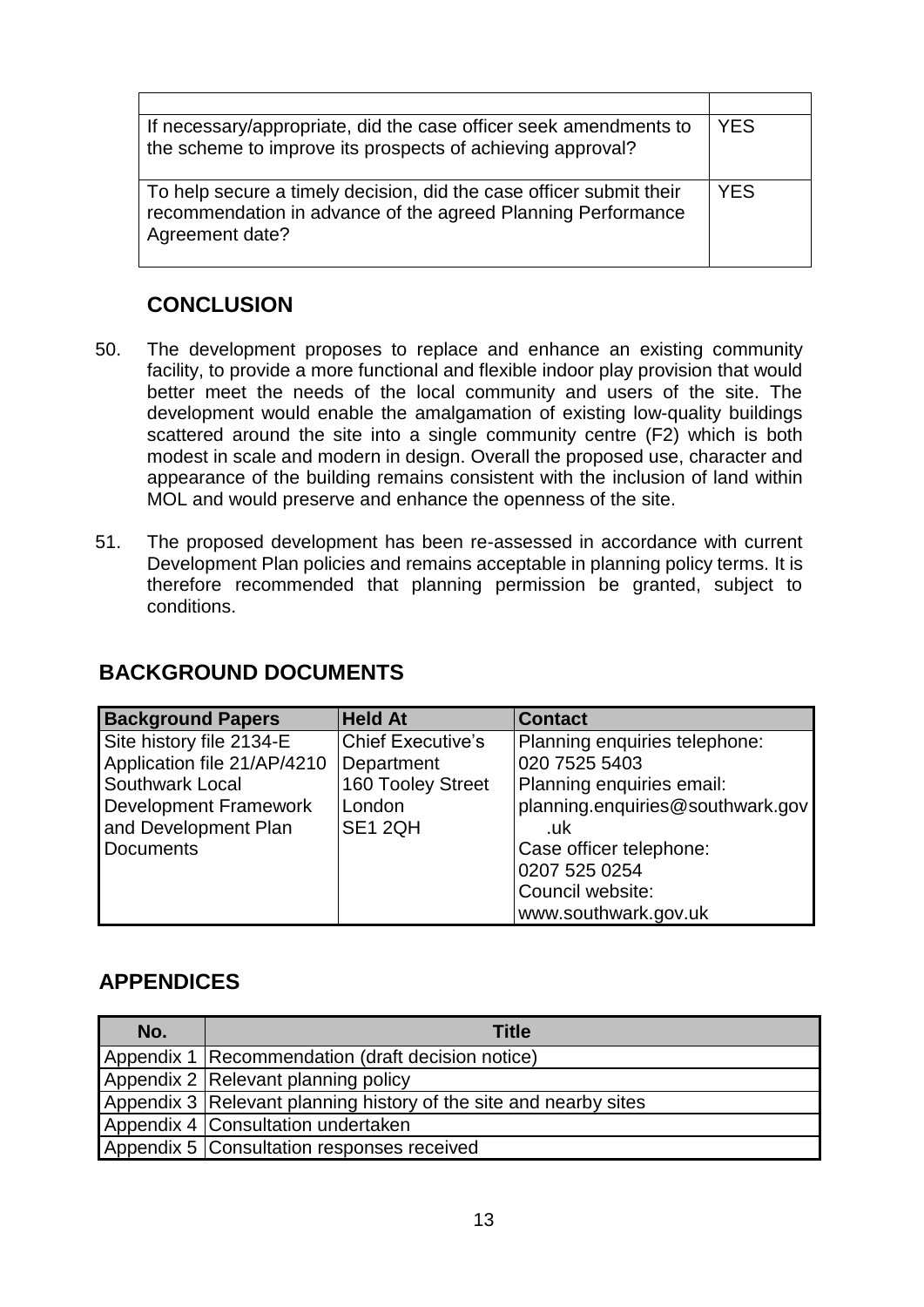| | |
|---|---|
| If necessary/appropriate, did the case officer seek amendments to the scheme to improve its prospects of achieving approval? | YES |
| To help secure a timely decision, did the case officer submit their recommendation in advance of the agreed Planning Performance Agreement date? | YES |

## CONCLUSION

50. The development proposes to replace and enhance an existing community facility, to provide a more functional and flexible indoor play provision that would better meet the needs of the local community and users of the site. The development would enable the amalgamation of existing low-quality buildings scattered around the site into a single community centre (F2) which is both modest in scale and modern in design. Overall the proposed use, character and appearance of the building remains consistent with the inclusion of land within MOL and would preserve and enhance the openness of the site.

51. The proposed development has been re-assessed in accordance with current Development Plan policies and remains acceptable in planning policy terms. It is therefore recommended that planning permission be granted, subject to conditions.

## BACKGROUND DOCUMENTS

| Background Papers | Held At | Contact |
|---|---|---|
| Site history file 2134-E<br>Application file 21/AP/4210<br>Southwark Local Development Framework and Development Plan Documents | Chief Executive's Department<br>160 Tooley Street<br>London<br>SE1 2QH | Planning enquiries telephone:<br>020 7525 5403<br>Planning enquiries email:<br>planning.enquiries@southwark.gov.uk<br>Case officer telephone:<br>0207 525 0254<br>Council website:<br>www.southwark.gov.uk |

## APPENDICES

| No. | Title |
|---|---|
| Appendix 1 | Recommendation (draft decision notice) |
| Appendix 2 | Relevant planning policy |
| Appendix 3 | Relevant planning history of the site and nearby sites |
| Appendix 4 | Consultation undertaken |
| Appendix 5 | Consultation responses received |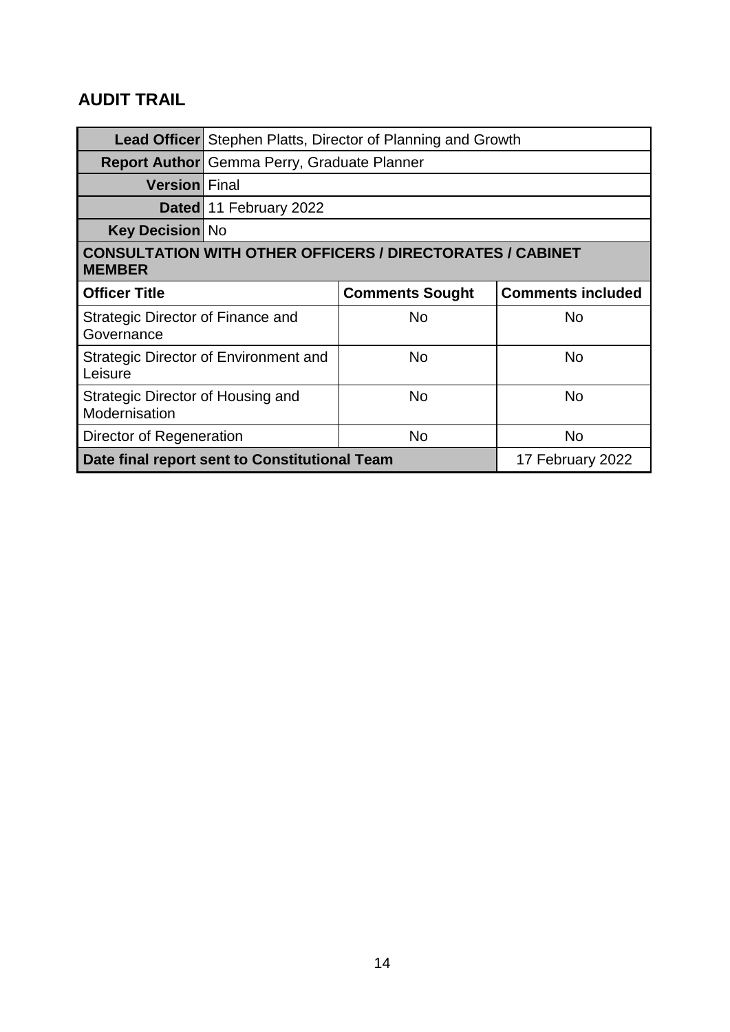## AUDIT TRAIL

| | | | |
|---|---|---|---|
| **Lead Officer** | Stephen Platts, Director of Planning and Growth | | |
| **Report Author** | Gemma Perry, Graduate Planner | | |
| **Version** | Final | | |
| **Dated** | 11 February 2022 | | |
| **Key Decision** | No | | |
| **CONSULTATION WITH OTHER OFFICERS / DIRECTORATES / CABINET MEMBER** | | | |
| **Officer Title** | | **Comments Sought** | **Comments included** |
| Strategic Director of Finance and Governance | | No | No |
| Strategic Director of Environment and Leisure | | No | No |
| Strategic Director of Housing and Modernisation | | No | No |
| Director of Regeneration | | No | No |
| **Date final report sent to Constitutional Team** | | | 17 February 2022 |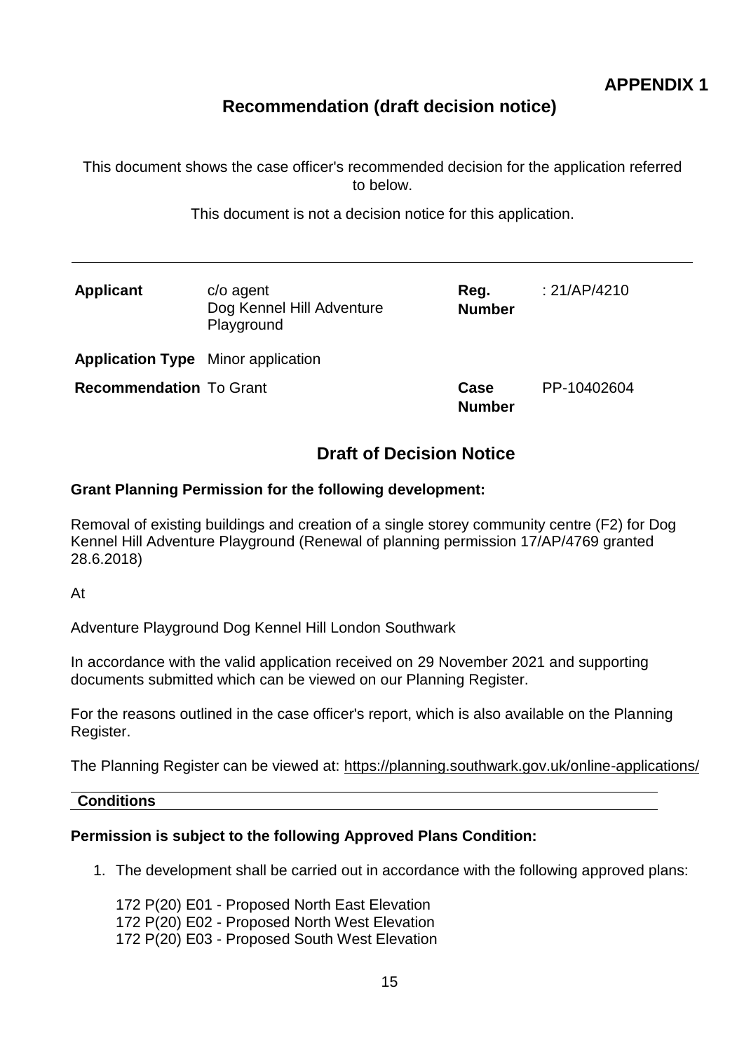**APPENDIX 1**

## Recommendation (draft decision notice)

This document shows the case officer's recommended decision for the application referred to below.

This document is not a decision notice for this application.

---

| | | | |
|---|---|---|---|
| **Applicant** | c/o agent Dog Kennel Hill Adventure Playground | **Reg. Number** | : 21/AP/4210 |
| **Application Type** | Minor application | | |
| **Recommendation** | To Grant | **Case Number** | PP-10402604 |

## Draft of Decision Notice

**Grant Planning Permission for the following development:**

Removal of existing buildings and creation of a single storey community centre (F2) for Dog Kennel Hill Adventure Playground (Renewal of planning permission 17/AP/4769 granted 28.6.2018)

At

Adventure Playground Dog Kennel Hill London Southwark

In accordance with the valid application received on 29 November 2021 and supporting documents submitted which can be viewed on our Planning Register.

For the reasons outlined in the case officer's report, which is also available on the Planning Register.

The Planning Register can be viewed at: https://planning.southwark.gov.uk/online-applications/

**Conditions**

**Permission is subject to the following Approved Plans Condition:**

1. The development shall be carried out in accordance with the following approved plans:

   172 P(20) E01 - Proposed North East Elevation
   172 P(20) E02 - Proposed North West Elevation
   172 P(20) E03 - Proposed South West Elevation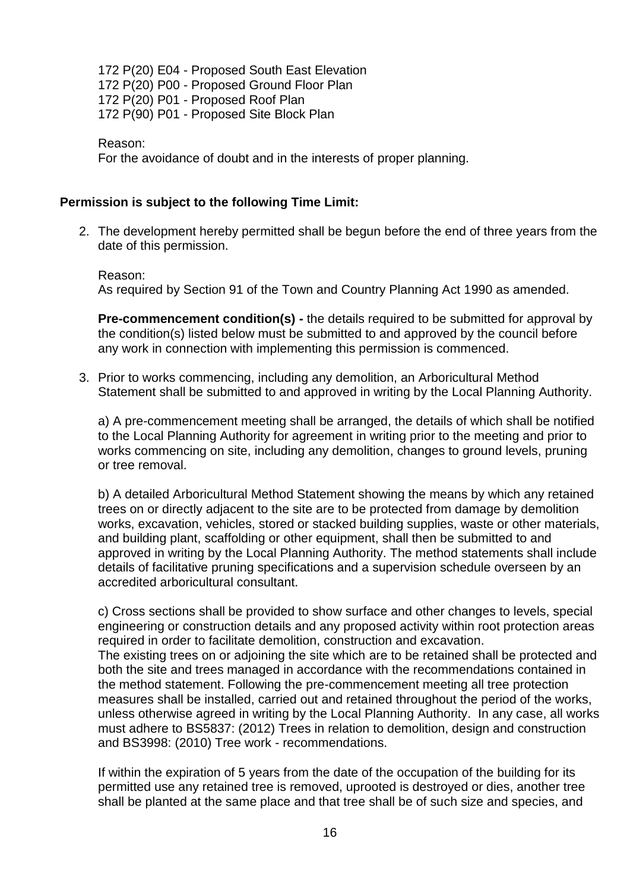172 P(20) E04 - Proposed South East Elevation
172 P(20) P00 - Proposed Ground Floor Plan
172 P(20) P01 - Proposed Roof Plan
172 P(90) P01 - Proposed Site Block Plan

Reason:
For the avoidance of doubt and in the interests of proper planning.

**Permission is subject to the following Time Limit:**

2. The development hereby permitted shall be begun before the end of three years from the date of this permission.

   Reason:
   As required by Section 91 of the Town and Country Planning Act 1990 as amended.

   **Pre-commencement condition(s) -** the details required to be submitted for approval by the condition(s) listed below must be submitted to and approved by the council before any work in connection with implementing this permission is commenced.

3. Prior to works commencing, including any demolition, an Arboricultural Method Statement shall be submitted to and approved in writing by the Local Planning Authority.

   a) A pre-commencement meeting shall be arranged, the details of which shall be notified to the Local Planning Authority for agreement in writing prior to the meeting and prior to works commencing on site, including any demolition, changes to ground levels, pruning or tree removal.

   b) A detailed Arboricultural Method Statement showing the means by which any retained trees on or directly adjacent to the site are to be protected from damage by demolition works, excavation, vehicles, stored or stacked building supplies, waste or other materials, and building plant, scaffolding or other equipment, shall then be submitted to and approved in writing by the Local Planning Authority. The method statements shall include details of facilitative pruning specifications and a supervision schedule overseen by an accredited arboricultural consultant.

   c) Cross sections shall be provided to show surface and other changes to levels, special engineering or construction details and any proposed activity within root protection areas required in order to facilitate demolition, construction and excavation.
   The existing trees on or adjoining the site which are to be retained shall be protected and both the site and trees managed in accordance with the recommendations contained in the method statement. Following the pre-commencement meeting all tree protection measures shall be installed, carried out and retained throughout the period of the works, unless otherwise agreed in writing by the Local Planning Authority. In any case, all works must adhere to BS5837: (2012) Trees in relation to demolition, design and construction and BS3998: (2010) Tree work - recommendations.

   If within the expiration of 5 years from the date of the occupation of the building for its permitted use any retained tree is removed, uprooted is destroyed or dies, another tree shall be planted at the same place and that tree shall be of such size and species, and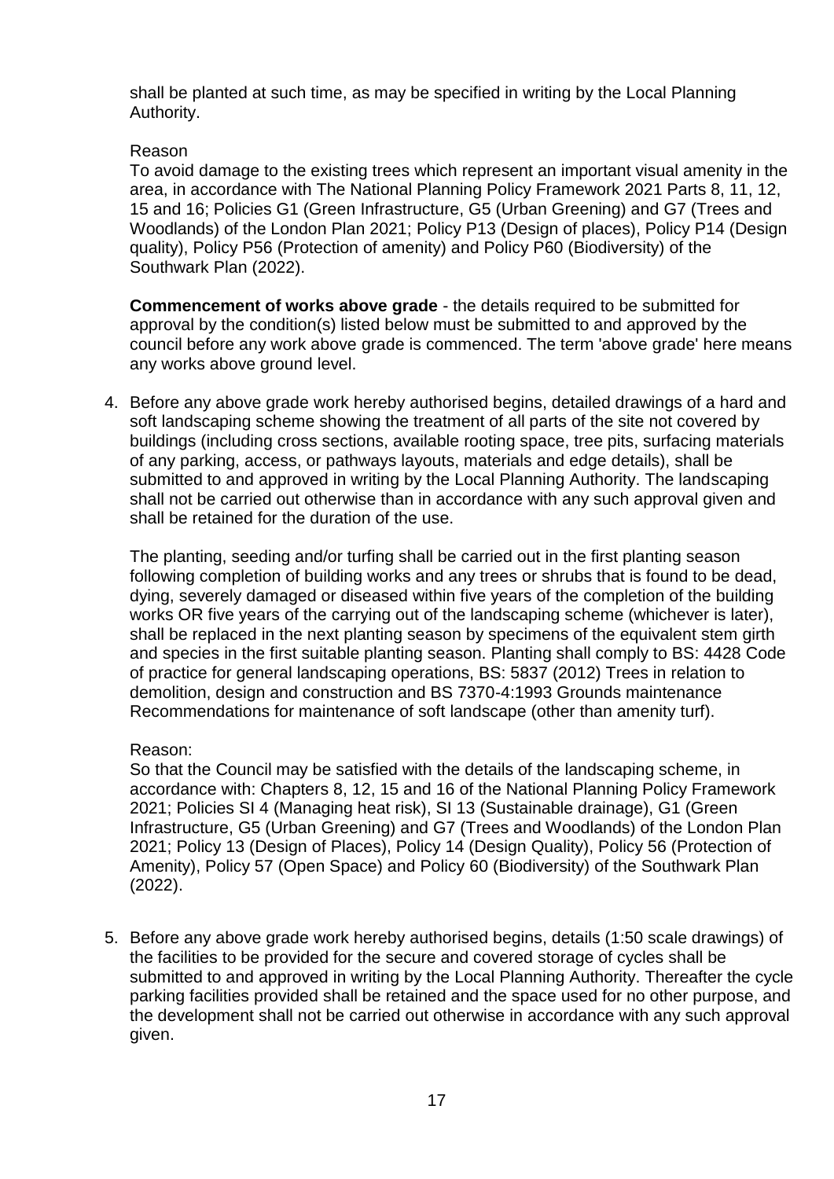shall be planted at such time, as may be specified in writing by the Local Planning Authority.

Reason

To avoid damage to the existing trees which represent an important visual amenity in the area, in accordance with The National Planning Policy Framework 2021 Parts 8, 11, 12, 15 and 16; Policies G1 (Green Infrastructure, G5 (Urban Greening) and G7 (Trees and Woodlands) of the London Plan 2021; Policy P13 (Design of places), Policy P14 (Design quality), Policy P56 (Protection of amenity) and Policy P60 (Biodiversity) of the Southwark Plan (2022).

**Commencement of works above grade** - the details required to be submitted for approval by the condition(s) listed below must be submitted to and approved by the council before any work above grade is commenced. The term 'above grade' here means any works above ground level.

4. Before any above grade work hereby authorised begins, detailed drawings of a hard and soft landscaping scheme showing the treatment of all parts of the site not covered by buildings (including cross sections, available rooting space, tree pits, surfacing materials of any parking, access, or pathways layouts, materials and edge details), shall be submitted to and approved in writing by the Local Planning Authority. The landscaping shall not be carried out otherwise than in accordance with any such approval given and shall be retained for the duration of the use.

   The planting, seeding and/or turfing shall be carried out in the first planting season following completion of building works and any trees or shrubs that is found to be dead, dying, severely damaged or diseased within five years of the completion of the building works OR five years of the carrying out of the landscaping scheme (whichever is later), shall be replaced in the next planting season by specimens of the equivalent stem girth and species in the first suitable planting season. Planting shall comply to BS: 4428 Code of practice for general landscaping operations, BS: 5837 (2012) Trees in relation to demolition, design and construction and BS 7370-4:1993 Grounds maintenance Recommendations for maintenance of soft landscape (other than amenity turf).

   Reason:

   So that the Council may be satisfied with the details of the landscaping scheme, in accordance with: Chapters 8, 12, 15 and 16 of the National Planning Policy Framework 2021; Policies SI 4 (Managing heat risk), SI 13 (Sustainable drainage), G1 (Green Infrastructure, G5 (Urban Greening) and G7 (Trees and Woodlands) of the London Plan 2021; Policy 13 (Design of Places), Policy 14 (Design Quality), Policy 56 (Protection of Amenity), Policy 57 (Open Space) and Policy 60 (Biodiversity) of the Southwark Plan (2022).

5. Before any above grade work hereby authorised begins, details (1:50 scale drawings) of the facilities to be provided for the secure and covered storage of cycles shall be submitted to and approved in writing by the Local Planning Authority. Thereafter the cycle parking facilities provided shall be retained and the space used for no other purpose, and the development shall not be carried out otherwise in accordance with any such approval given.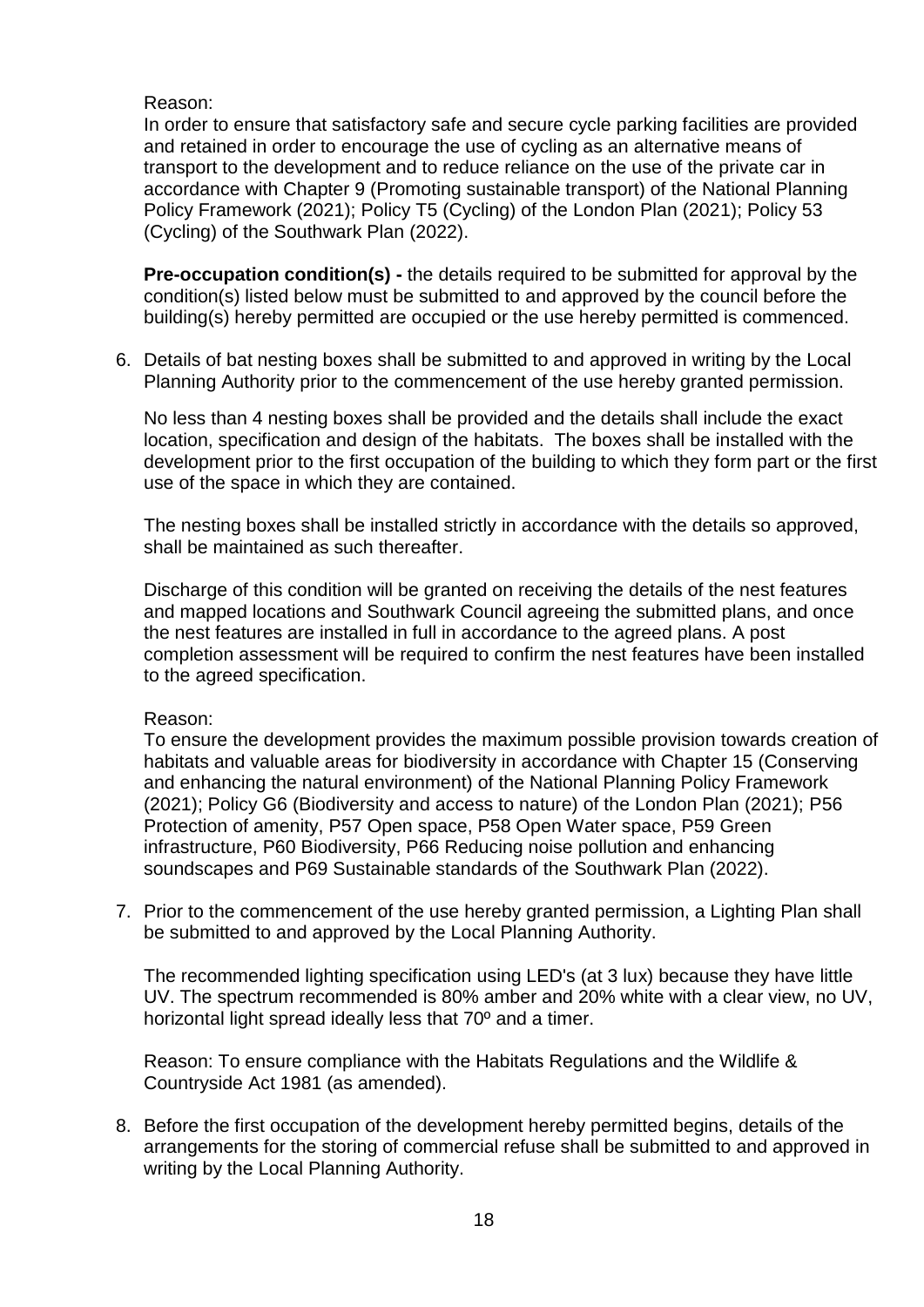Reason:
In order to ensure that satisfactory safe and secure cycle parking facilities are provided and retained in order to encourage the use of cycling as an alternative means of transport to the development and to reduce reliance on the use of the private car in accordance with Chapter 9 (Promoting sustainable transport) of the National Planning Policy Framework (2021); Policy T5 (Cycling) of the London Plan (2021); Policy 53 (Cycling) of the Southwark Plan (2022).

**Pre-occupation condition(s) -** the details required to be submitted for approval by the condition(s) listed below must be submitted to and approved by the council before the building(s) hereby permitted are occupied or the use hereby permitted is commenced.

6. Details of bat nesting boxes shall be submitted to and approved in writing by the Local Planning Authority prior to the commencement of the use hereby granted permission.

   No less than 4 nesting boxes shall be provided and the details shall include the exact location, specification and design of the habitats. The boxes shall be installed with the development prior to the first occupation of the building to which they form part or the first use of the space in which they are contained.

   The nesting boxes shall be installed strictly in accordance with the details so approved, shall be maintained as such thereafter.

   Discharge of this condition will be granted on receiving the details of the nest features and mapped locations and Southwark Council agreeing the submitted plans, and once the nest features are installed in full in accordance to the agreed plans. A post completion assessment will be required to confirm the nest features have been installed to the agreed specification.

   Reason:
   To ensure the development provides the maximum possible provision towards creation of habitats and valuable areas for biodiversity in accordance with Chapter 15 (Conserving and enhancing the natural environment) of the National Planning Policy Framework (2021); Policy G6 (Biodiversity and access to nature) of the London Plan (2021); P56 Protection of amenity, P57 Open space, P58 Open Water space, P59 Green infrastructure, P60 Biodiversity, P66 Reducing noise pollution and enhancing soundscapes and P69 Sustainable standards of the Southwark Plan (2022).

7. Prior to the commencement of the use hereby granted permission, a Lighting Plan shall be submitted to and approved by the Local Planning Authority.

   The recommended lighting specification using LED's (at 3 lux) because they have little UV. The spectrum recommended is 80% amber and 20% white with a clear view, no UV, horizontal light spread ideally less that 70º and a timer.

   Reason: To ensure compliance with the Habitats Regulations and the Wildlife & Countryside Act 1981 (as amended).

8. Before the first occupation of the development hereby permitted begins, details of the arrangements for the storing of commercial refuse shall be submitted to and approved in writing by the Local Planning Authority.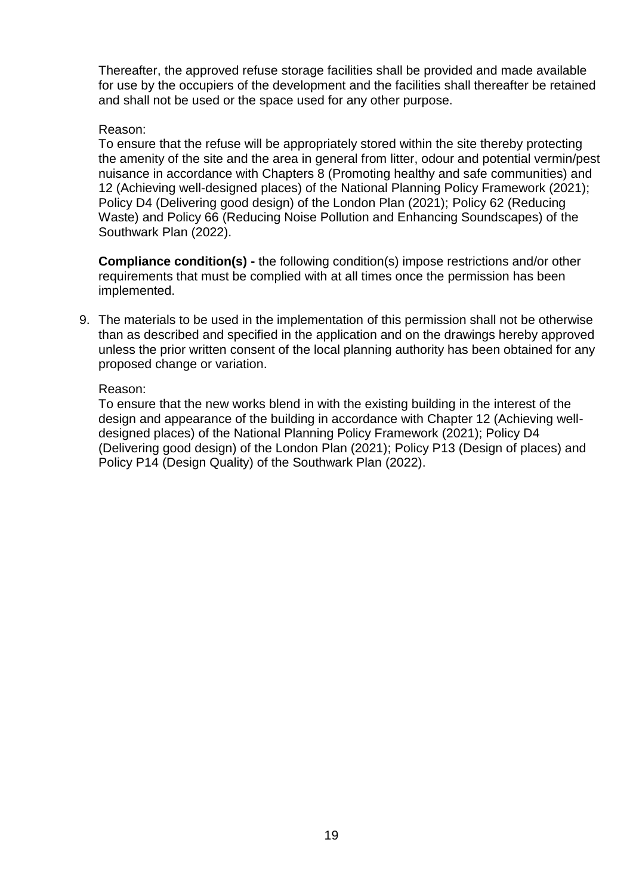Thereafter, the approved refuse storage facilities shall be provided and made available for use by the occupiers of the development and the facilities shall thereafter be retained and shall not be used or the space used for any other purpose.

Reason:
To ensure that the refuse will be appropriately stored within the site thereby protecting the amenity of the site and the area in general from litter, odour and potential vermin/pest nuisance in accordance with Chapters 8 (Promoting healthy and safe communities) and 12 (Achieving well-designed places) of the National Planning Policy Framework (2021); Policy D4 (Delivering good design) of the London Plan (2021); Policy 62 (Reducing Waste) and Policy 66 (Reducing Noise Pollution and Enhancing Soundscapes) of the Southwark Plan (2022).

**Compliance condition(s) -** the following condition(s) impose restrictions and/or other requirements that must be complied with at all times once the permission has been implemented.

9. The materials to be used in the implementation of this permission shall not be otherwise than as described and specified in the application and on the drawings hereby approved unless the prior written consent of the local planning authority has been obtained for any proposed change or variation.

   Reason:
   To ensure that the new works blend in with the existing building in the interest of the design and appearance of the building in accordance with Chapter 12 (Achieving well-designed places) of the National Planning Policy Framework (2021); Policy D4 (Delivering good design) of the London Plan (2021); Policy P13 (Design of places) and Policy P14 (Design Quality) of the Southwark Plan (2022).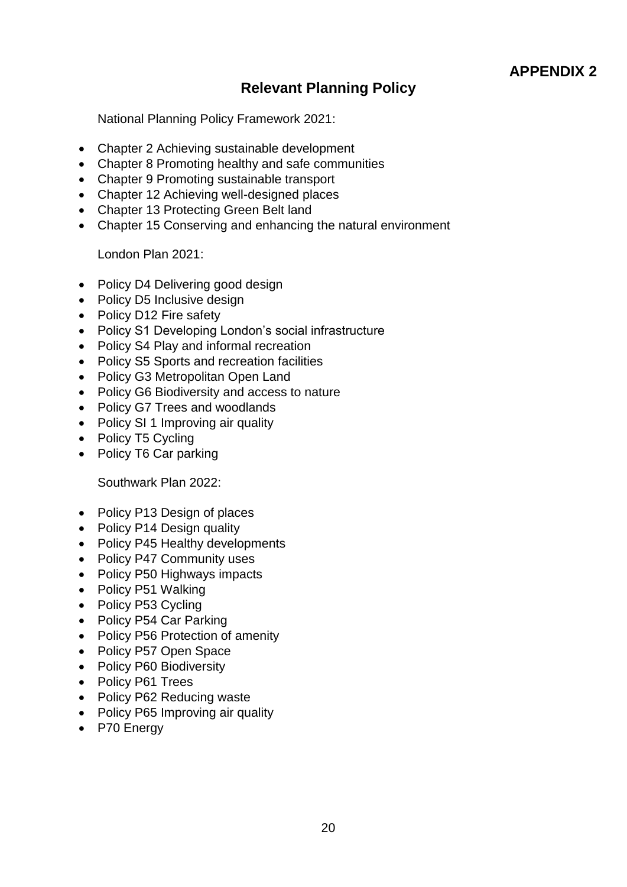**APPENDIX 2**

# Relevant Planning Policy

National Planning Policy Framework 2021:

- Chapter 2 Achieving sustainable development
- Chapter 8 Promoting healthy and safe communities
- Chapter 9 Promoting sustainable transport
- Chapter 12 Achieving well-designed places
- Chapter 13 Protecting Green Belt land
- Chapter 15 Conserving and enhancing the natural environment

London Plan 2021:

- Policy D4 Delivering good design
- Policy D5 Inclusive design
- Policy D12 Fire safety
- Policy S1 Developing London's social infrastructure
- Policy S4 Play and informal recreation
- Policy S5 Sports and recreation facilities
- Policy G3 Metropolitan Open Land
- Policy G6 Biodiversity and access to nature
- Policy G7 Trees and woodlands
- Policy SI 1 Improving air quality
- Policy T5 Cycling
- Policy T6 Car parking

Southwark Plan 2022:

- Policy P13 Design of places
- Policy P14 Design quality
- Policy P45 Healthy developments
- Policy P47 Community uses
- Policy P50 Highways impacts
- Policy P51 Walking
- Policy P53 Cycling
- Policy P54 Car Parking
- Policy P56 Protection of amenity
- Policy P57 Open Space
- Policy P60 Biodiversity
- Policy P61 Trees
- Policy P62 Reducing waste
- Policy P65 Improving air quality
- P70 Energy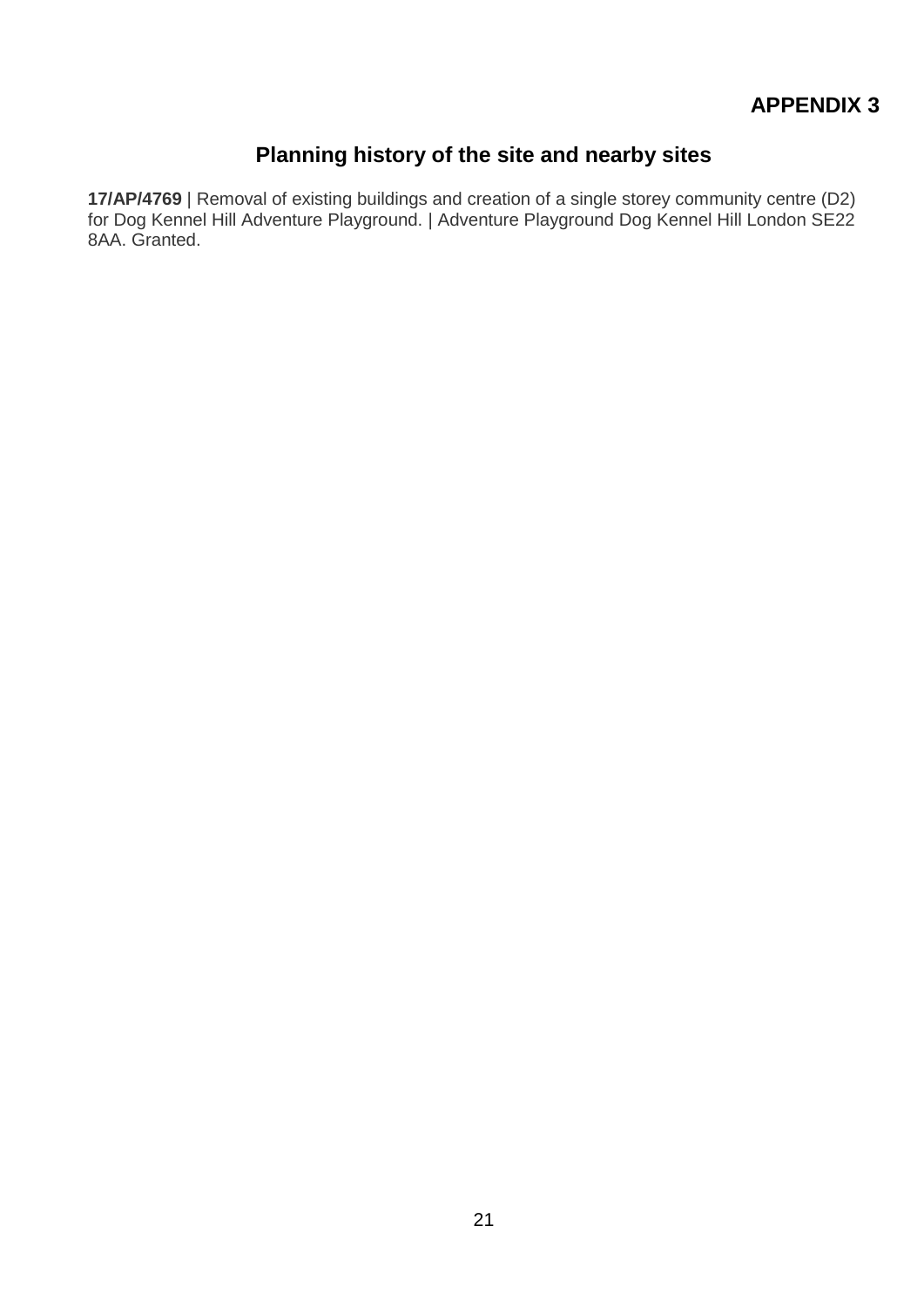**APPENDIX 3**

## Planning history of the site and nearby sites

**17/AP/4769** | Removal of existing buildings and creation of a single storey community centre (D2) for Dog Kennel Hill Adventure Playground. | Adventure Playground Dog Kennel Hill London SE22 8AA. Granted.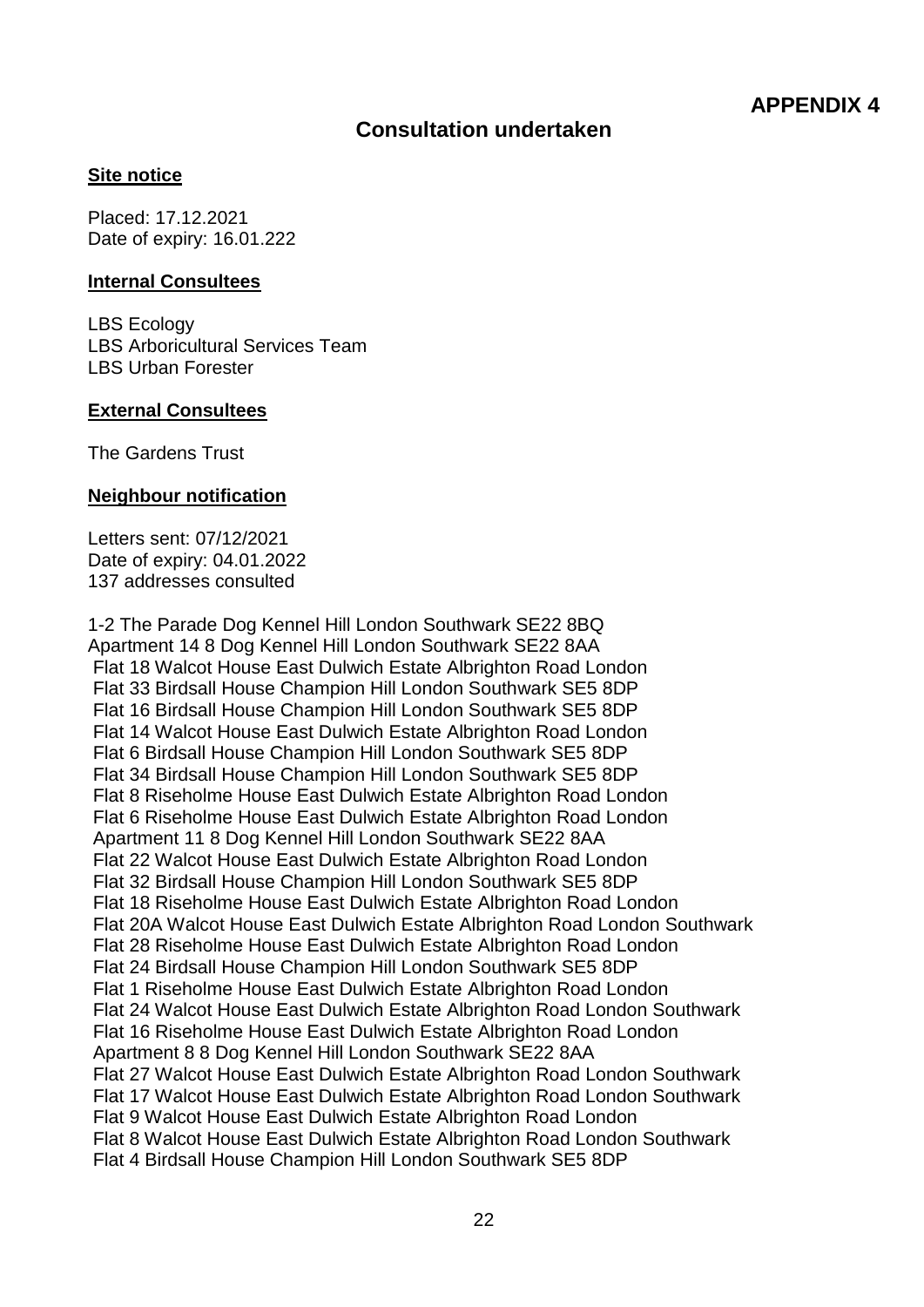**APPENDIX 4**

## Consultation undertaken

### Site notice

Placed: 17.12.2021
Date of expiry: 16.01.222

### Internal Consultees

LBS Ecology
LBS Arboricultural Services Team
LBS Urban Forester

### External Consultees

The Gardens Trust

### Neighbour notification

Letters sent: 07/12/2021
Date of expiry: 04.01.2022
137 addresses consulted

1-2 The Parade Dog Kennel Hill London Southwark SE22 8BQ
Apartment 14 8 Dog Kennel Hill London Southwark SE22 8AA
Flat 18 Walcot House East Dulwich Estate Albrighton Road London
Flat 33 Birdsall House Champion Hill London Southwark SE5 8DP
Flat 16 Birdsall House Champion Hill London Southwark SE5 8DP
Flat 14 Walcot House East Dulwich Estate Albrighton Road London
Flat 6 Birdsall House Champion Hill London Southwark SE5 8DP
Flat 34 Birdsall House Champion Hill London Southwark SE5 8DP
Flat 8 Riseholme House East Dulwich Estate Albrighton Road London
Flat 6 Riseholme House East Dulwich Estate Albrighton Road London
Apartment 11 8 Dog Kennel Hill London Southwark SE22 8AA
Flat 22 Walcot House East Dulwich Estate Albrighton Road London
Flat 32 Birdsall House Champion Hill London Southwark SE5 8DP
Flat 18 Riseholme House East Dulwich Estate Albrighton Road London
Flat 20A Walcot House East Dulwich Estate Albrighton Road London Southwark
Flat 28 Riseholme House East Dulwich Estate Albrighton Road London
Flat 24 Birdsall House Champion Hill London Southwark SE5 8DP
Flat 1 Riseholme House East Dulwich Estate Albrighton Road London
Flat 24 Walcot House East Dulwich Estate Albrighton Road London Southwark
Flat 16 Riseholme House East Dulwich Estate Albrighton Road London
Apartment 8 8 Dog Kennel Hill London Southwark SE22 8AA
Flat 27 Walcot House East Dulwich Estate Albrighton Road London Southwark
Flat 17 Walcot House East Dulwich Estate Albrighton Road London Southwark
Flat 9 Walcot House East Dulwich Estate Albrighton Road London
Flat 8 Walcot House East Dulwich Estate Albrighton Road London Southwark
Flat 4 Birdsall House Champion Hill London Southwark SE5 8DP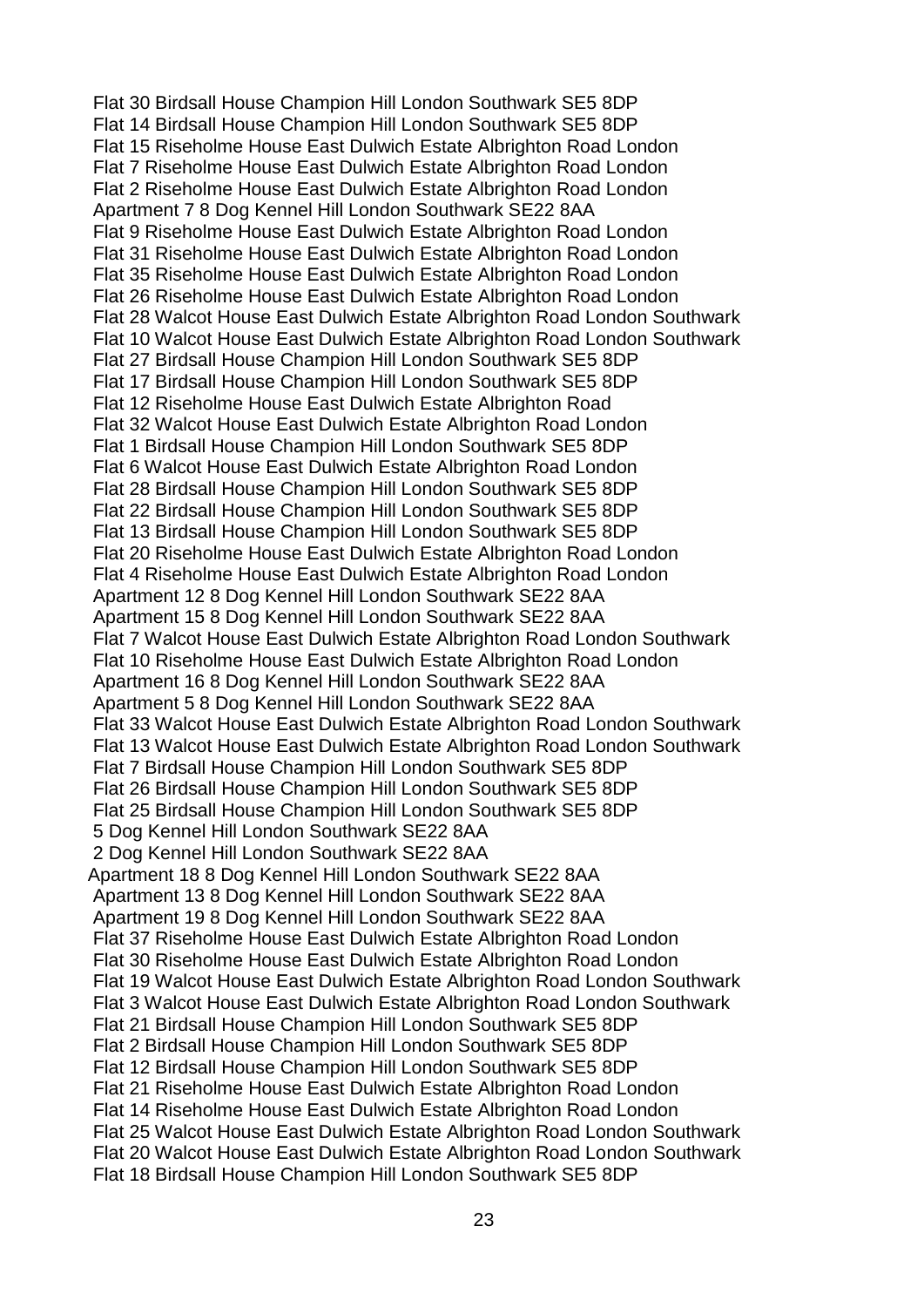Flat 30 Birdsall House Champion Hill London Southwark SE5 8DP
Flat 14 Birdsall House Champion Hill London Southwark SE5 8DP
Flat 15 Riseholme House East Dulwich Estate Albrighton Road London
Flat 7 Riseholme House East Dulwich Estate Albrighton Road London
Flat 2 Riseholme House East Dulwich Estate Albrighton Road London
Apartment 7 8 Dog Kennel Hill London Southwark SE22 8AA
Flat 9 Riseholme House East Dulwich Estate Albrighton Road London
Flat 31 Riseholme House East Dulwich Estate Albrighton Road London
Flat 35 Riseholme House East Dulwich Estate Albrighton Road London
Flat 26 Riseholme House East Dulwich Estate Albrighton Road London
Flat 28 Walcot House East Dulwich Estate Albrighton Road London Southwark
Flat 10 Walcot House East Dulwich Estate Albrighton Road London Southwark
Flat 27 Birdsall House Champion Hill London Southwark SE5 8DP
Flat 17 Birdsall House Champion Hill London Southwark SE5 8DP
Flat 12 Riseholme House East Dulwich Estate Albrighton Road
Flat 32 Walcot House East Dulwich Estate Albrighton Road London
Flat 1 Birdsall House Champion Hill London Southwark SE5 8DP
Flat 6 Walcot House East Dulwich Estate Albrighton Road London
Flat 28 Birdsall House Champion Hill London Southwark SE5 8DP
Flat 22 Birdsall House Champion Hill London Southwark SE5 8DP
Flat 13 Birdsall House Champion Hill London Southwark SE5 8DP
Flat 20 Riseholme House East Dulwich Estate Albrighton Road London
Flat 4 Riseholme House East Dulwich Estate Albrighton Road London
Apartment 12 8 Dog Kennel Hill London Southwark SE22 8AA
Apartment 15 8 Dog Kennel Hill London Southwark SE22 8AA
Flat 7 Walcot House East Dulwich Estate Albrighton Road London Southwark
Flat 10 Riseholme House East Dulwich Estate Albrighton Road London
Apartment 16 8 Dog Kennel Hill London Southwark SE22 8AA
Apartment 5 8 Dog Kennel Hill London Southwark SE22 8AA
Flat 33 Walcot House East Dulwich Estate Albrighton Road London Southwark
Flat 13 Walcot House East Dulwich Estate Albrighton Road London Southwark
Flat 7 Birdsall House Champion Hill London Southwark SE5 8DP
Flat 26 Birdsall House Champion Hill London Southwark SE5 8DP
Flat 25 Birdsall House Champion Hill London Southwark SE5 8DP
5 Dog Kennel Hill London Southwark SE22 8AA
2 Dog Kennel Hill London Southwark SE22 8AA
Apartment 18 8 Dog Kennel Hill London Southwark SE22 8AA
Apartment 13 8 Dog Kennel Hill London Southwark SE22 8AA
Apartment 19 8 Dog Kennel Hill London Southwark SE22 8AA
Flat 37 Riseholme House East Dulwich Estate Albrighton Road London
Flat 30 Riseholme House East Dulwich Estate Albrighton Road London
Flat 19 Walcot House East Dulwich Estate Albrighton Road London Southwark
Flat 3 Walcot House East Dulwich Estate Albrighton Road London Southwark
Flat 21 Birdsall House Champion Hill London Southwark SE5 8DP
Flat 2 Birdsall House Champion Hill London Southwark SE5 8DP
Flat 12 Birdsall House Champion Hill London Southwark SE5 8DP
Flat 21 Riseholme House East Dulwich Estate Albrighton Road London
Flat 14 Riseholme House East Dulwich Estate Albrighton Road London
Flat 25 Walcot House East Dulwich Estate Albrighton Road London Southwark
Flat 20 Walcot House East Dulwich Estate Albrighton Road London Southwark
Flat 18 Birdsall House Champion Hill London Southwark SE5 8DP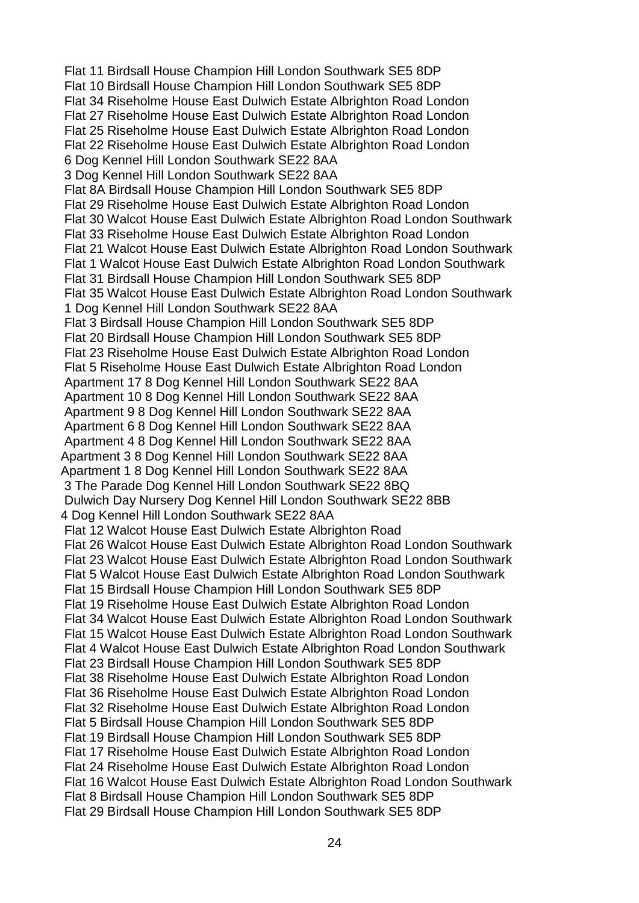Flat 11 Birdsall House Champion Hill London Southwark SE5 8DP
Flat 10 Birdsall House Champion Hill London Southwark SE5 8DP
Flat 34 Riseholme House East Dulwich Estate Albrighton Road London
Flat 27 Riseholme House East Dulwich Estate Albrighton Road London
Flat 25 Riseholme House East Dulwich Estate Albrighton Road London
Flat 22 Riseholme House East Dulwich Estate Albrighton Road London
6 Dog Kennel Hill London Southwark SE22 8AA
3 Dog Kennel Hill London Southwark SE22 8AA
Flat 8A Birdsall House Champion Hill London Southwark SE5 8DP
Flat 29 Riseholme House East Dulwich Estate Albrighton Road London
Flat 30 Walcot House East Dulwich Estate Albrighton Road London Southwark
Flat 33 Riseholme House East Dulwich Estate Albrighton Road London
Flat 21 Walcot House East Dulwich Estate Albrighton Road London Southwark
Flat 1 Walcot House East Dulwich Estate Albrighton Road London Southwark
Flat 31 Birdsall House Champion Hill London Southwark SE5 8DP
Flat 35 Walcot House East Dulwich Estate Albrighton Road London Southwark
1 Dog Kennel Hill London Southwark SE22 8AA
Flat 3 Birdsall House Champion Hill London Southwark SE5 8DP
Flat 20 Birdsall House Champion Hill London Southwark SE5 8DP
Flat 23 Riseholme House East Dulwich Estate Albrighton Road London
Flat 5 Riseholme House East Dulwich Estate Albrighton Road London
Apartment 17 8 Dog Kennel Hill London Southwark SE22 8AA
Apartment 10 8 Dog Kennel Hill London Southwark SE22 8AA
Apartment 9 8 Dog Kennel Hill London Southwark SE22 8AA
Apartment 6 8 Dog Kennel Hill London Southwark SE22 8AA
Apartment 4 8 Dog Kennel Hill London Southwark SE22 8AA
Apartment 3 8 Dog Kennel Hill London Southwark SE22 8AA
Apartment 1 8 Dog Kennel Hill London Southwark SE22 8AA
3 The Parade Dog Kennel Hill London Southwark SE22 8BQ
Dulwich Day Nursery Dog Kennel Hill London Southwark SE22 8BB
4 Dog Kennel Hill London Southwark SE22 8AA
Flat 12 Walcot House East Dulwich Estate Albrighton Road
Flat 26 Walcot House East Dulwich Estate Albrighton Road London Southwark
Flat 23 Walcot House East Dulwich Estate Albrighton Road London Southwark
Flat 5 Walcot House East Dulwich Estate Albrighton Road London Southwark
Flat 15 Birdsall House Champion Hill London Southwark SE5 8DP
Flat 19 Riseholme House East Dulwich Estate Albrighton Road London
Flat 34 Walcot House East Dulwich Estate Albrighton Road London Southwark
Flat 15 Walcot House East Dulwich Estate Albrighton Road London Southwark
Flat 4 Walcot House East Dulwich Estate Albrighton Road London Southwark
Flat 23 Birdsall House Champion Hill London Southwark SE5 8DP
Flat 38 Riseholme House East Dulwich Estate Albrighton Road London
Flat 36 Riseholme House East Dulwich Estate Albrighton Road London
Flat 32 Riseholme House East Dulwich Estate Albrighton Road London
Flat 5 Birdsall House Champion Hill London Southwark SE5 8DP
Flat 19 Birdsall House Champion Hill London Southwark SE5 8DP
Flat 17 Riseholme House East Dulwich Estate Albrighton Road London
Flat 24 Riseholme House East Dulwich Estate Albrighton Road London
Flat 16 Walcot House East Dulwich Estate Albrighton Road London Southwark
Flat 8 Birdsall House Champion Hill London Southwark SE5 8DP
Flat 29 Birdsall House Champion Hill London Southwark SE5 8DP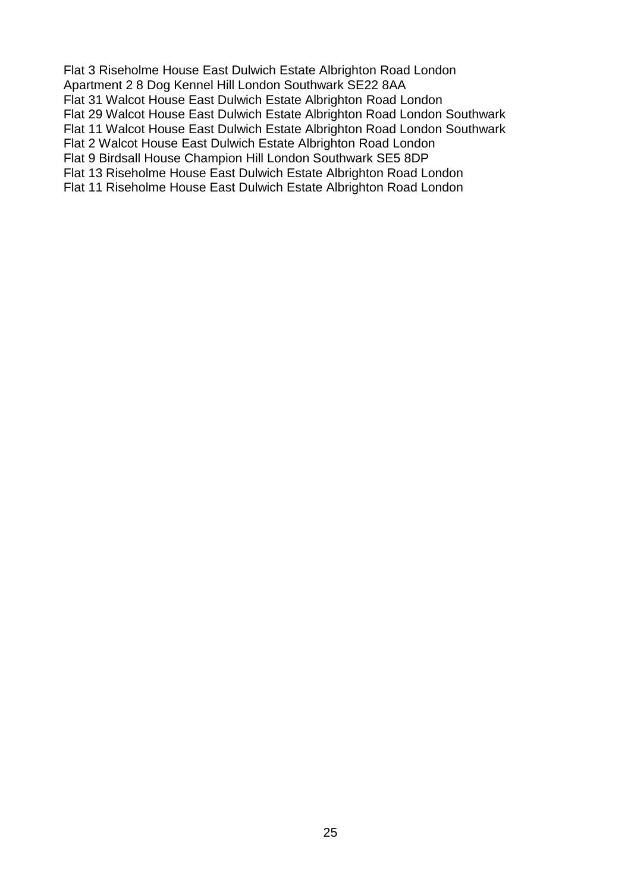Flat 3 Riseholme House East Dulwich Estate Albrighton Road London
Apartment 2 8 Dog Kennel Hill London Southwark SE22 8AA
Flat 31 Walcot House East Dulwich Estate Albrighton Road London
Flat 29 Walcot House East Dulwich Estate Albrighton Road London Southwark
Flat 11 Walcot House East Dulwich Estate Albrighton Road London Southwark
Flat 2 Walcot House East Dulwich Estate Albrighton Road London
Flat 9 Birdsall House Champion Hill London Southwark SE5 8DP
Flat 13 Riseholme House East Dulwich Estate Albrighton Road London
Flat 11 Riseholme House East Dulwich Estate Albrighton Road London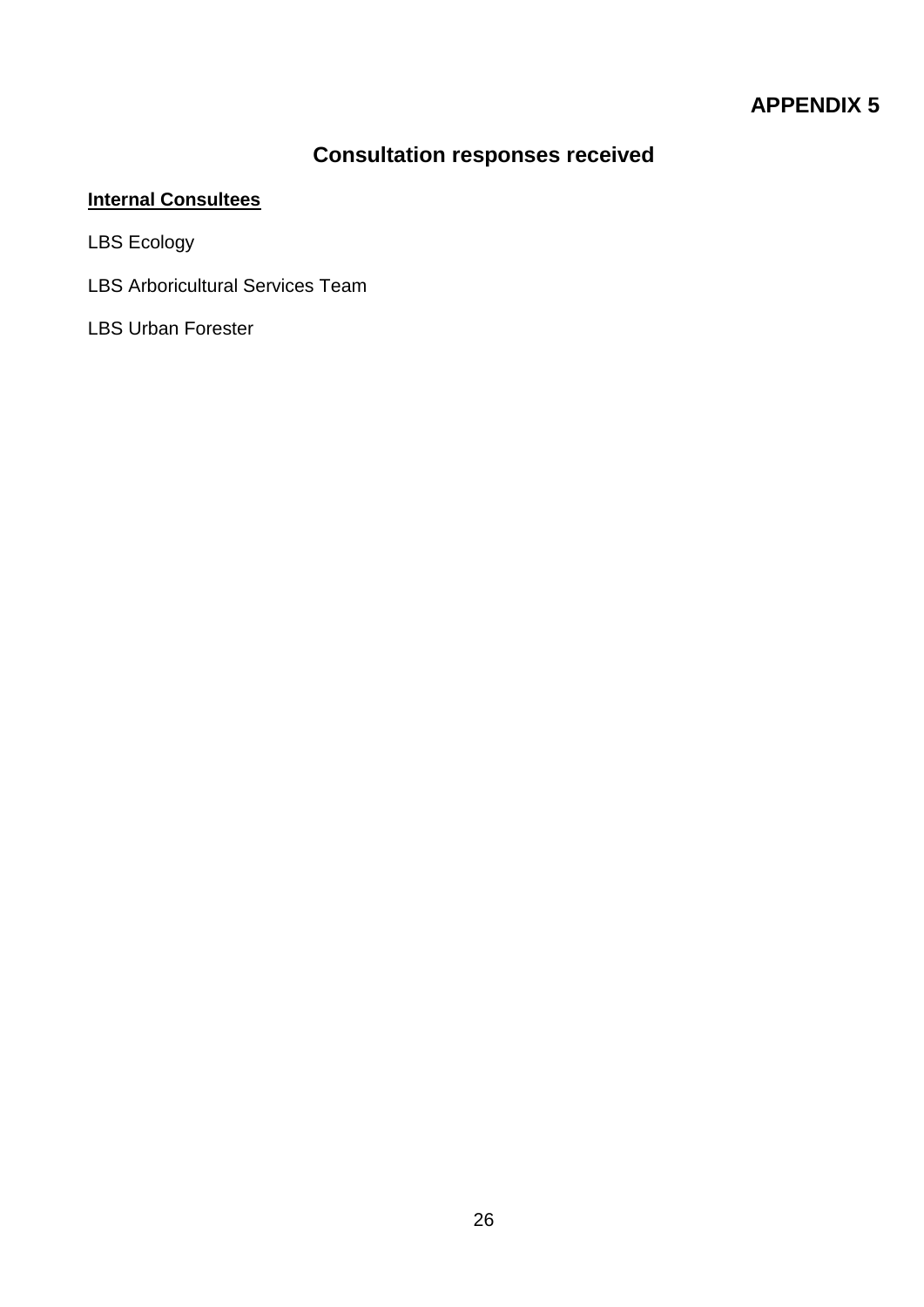**APPENDIX 5**

# Consultation responses received

**Internal Consultees**

LBS Ecology

LBS Arboricultural Services Team

LBS Urban Forester